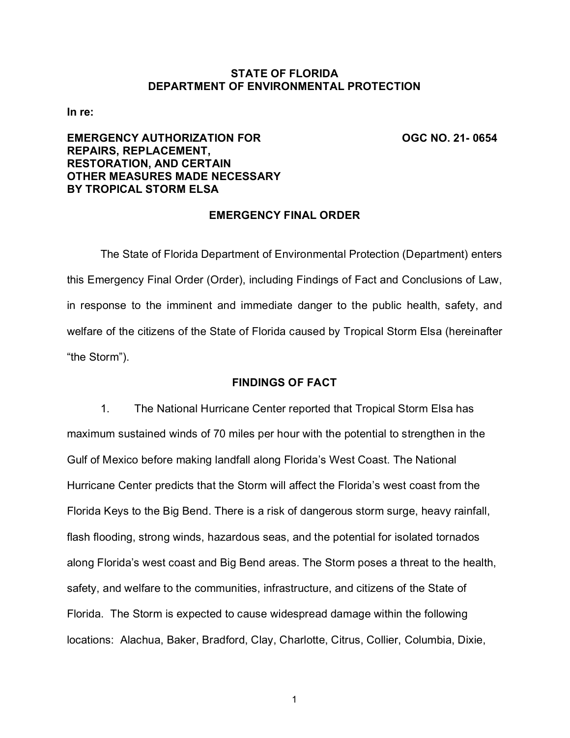**STATE OF FLORIDA**
**DEPARTMENT OF ENVIRONMENTAL PROTECTION**

**In re:**

**EMERGENCY AUTHORIZATION FOR REPAIRS, REPLACEMENT, RESTORATION, AND CERTAIN OTHER MEASURES MADE NECESSARY BY TROPICAL STORM ELSA**

**OGC NO. 21- 0654**

## EMERGENCY FINAL ORDER

The State of Florida Department of Environmental Protection (Department) enters this Emergency Final Order (Order), including Findings of Fact and Conclusions of Law, in response to the imminent and immediate danger to the public health, safety, and welfare of the citizens of the State of Florida caused by Tropical Storm Elsa (hereinafter "the Storm").

## FINDINGS OF FACT

1. The National Hurricane Center reported that Tropical Storm Elsa has maximum sustained winds of 70 miles per hour with the potential to strengthen in the Gulf of Mexico before making landfall along Florida's West Coast. The National Hurricane Center predicts that the Storm will affect the Florida's west coast from the Florida Keys to the Big Bend. There is a risk of dangerous storm surge, heavy rainfall, flash flooding, strong winds, hazardous seas, and the potential for isolated tornados along Florida's west coast and Big Bend areas. The Storm poses a threat to the health, safety, and welfare to the communities, infrastructure, and citizens of the State of Florida. The Storm is expected to cause widespread damage within the following locations: Alachua, Baker, Bradford, Clay, Charlotte, Citrus, Collier, Columbia, Dixie,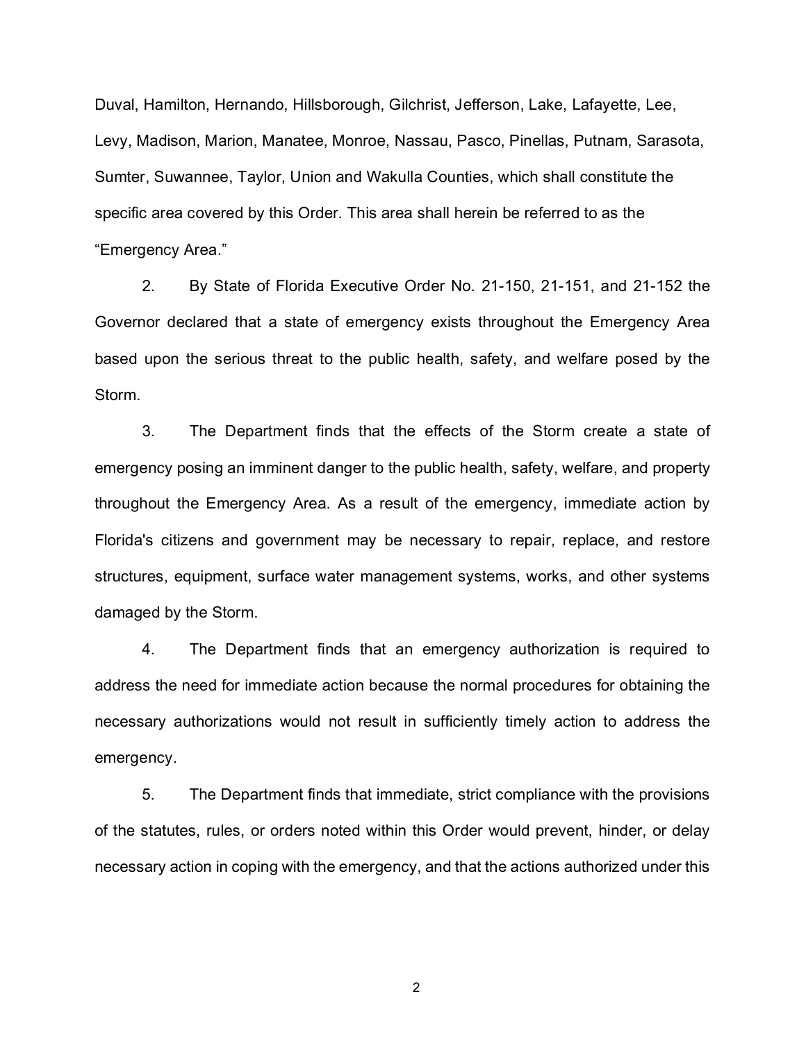Duval, Hamilton, Hernando, Hillsborough, Gilchrist, Jefferson, Lake, Lafayette, Lee, Levy, Madison, Marion, Manatee, Monroe, Nassau, Pasco, Pinellas, Putnam, Sarasota, Sumter, Suwannee, Taylor, Union and Wakulla Counties, which shall constitute the specific area covered by this Order. This area shall herein be referred to as the "Emergency Area."

2. By State of Florida Executive Order No. 21-150, 21-151, and 21-152 the Governor declared that a state of emergency exists throughout the Emergency Area based upon the serious threat to the public health, safety, and welfare posed by the Storm.

3. The Department finds that the effects of the Storm create a state of emergency posing an imminent danger to the public health, safety, welfare, and property throughout the Emergency Area. As a result of the emergency, immediate action by Florida's citizens and government may be necessary to repair, replace, and restore structures, equipment, surface water management systems, works, and other systems damaged by the Storm.

4. The Department finds that an emergency authorization is required to address the need for immediate action because the normal procedures for obtaining the necessary authorizations would not result in sufficiently timely action to address the emergency.

5. The Department finds that immediate, strict compliance with the provisions of the statutes, rules, or orders noted within this Order would prevent, hinder, or delay necessary action in coping with the emergency, and that the actions authorized under this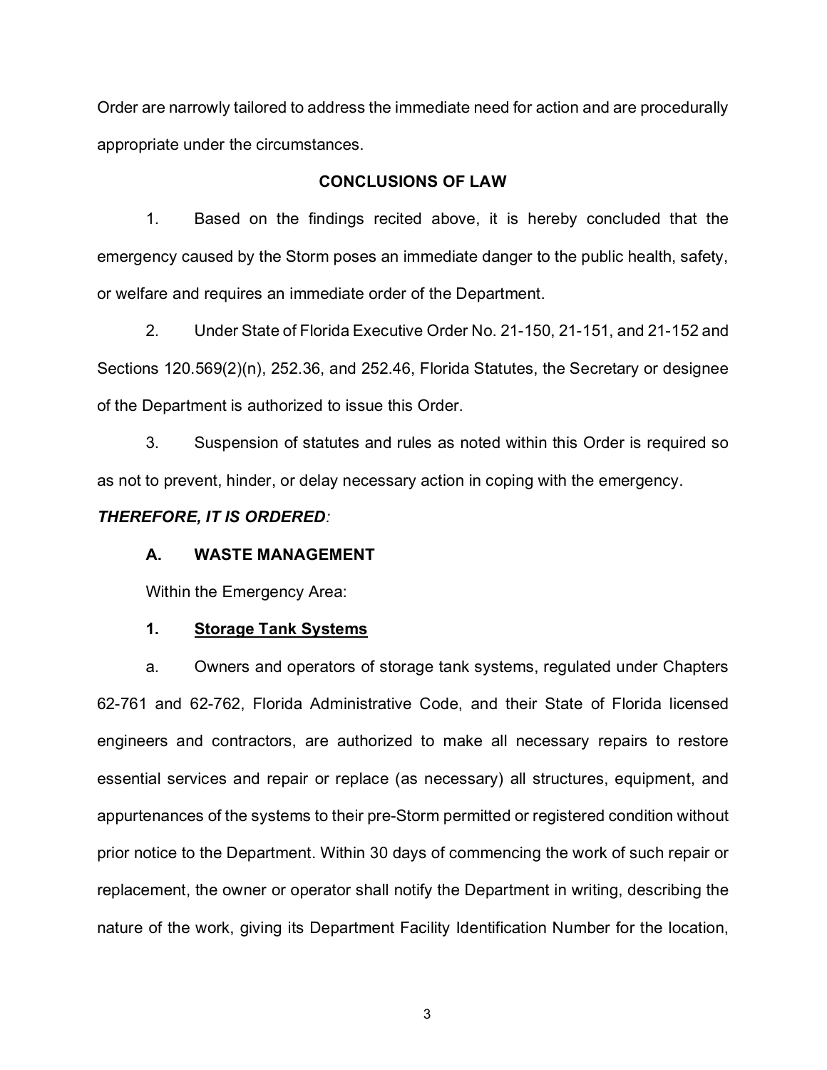Order are narrowly tailored to address the immediate need for action and are procedurally appropriate under the circumstances.

## CONCLUSIONS OF LAW

1. Based on the findings recited above, it is hereby concluded that the emergency caused by the Storm poses an immediate danger to the public health, safety, or welfare and requires an immediate order of the Department.

2. Under State of Florida Executive Order No. 21-150, 21-151, and 21-152 and Sections 120.569(2)(n), 252.36, and 252.46, Florida Statutes, the Secretary or designee of the Department is authorized to issue this Order.

3. Suspension of statutes and rules as noted within this Order is required so as not to prevent, hinder, or delay necessary action in coping with the emergency.

***THEREFORE, IT IS ORDERED:***

### A. WASTE MANAGEMENT

Within the Emergency Area:

#### 1. Storage Tank Systems

a. Owners and operators of storage tank systems, regulated under Chapters 62-761 and 62-762, Florida Administrative Code, and their State of Florida licensed engineers and contractors, are authorized to make all necessary repairs to restore essential services and repair or replace (as necessary) all structures, equipment, and appurtenances of the systems to their pre-Storm permitted or registered condition without prior notice to the Department. Within 30 days of commencing the work of such repair or replacement, the owner or operator shall notify the Department in writing, describing the nature of the work, giving its Department Facility Identification Number for the location,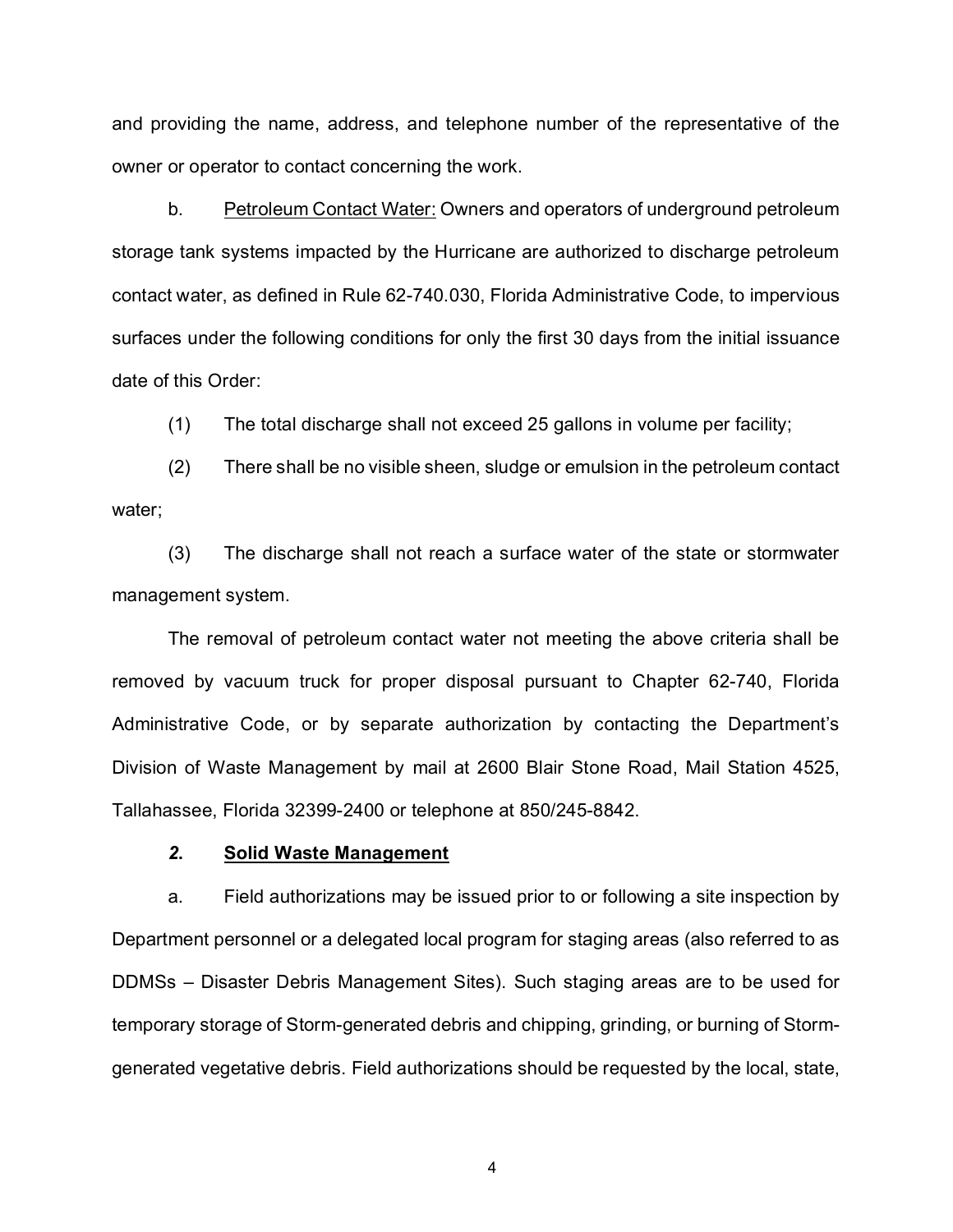and providing the name, address, and telephone number of the representative of the owner or operator to contact concerning the work.

b. Petroleum Contact Water: Owners and operators of underground petroleum storage tank systems impacted by the Hurricane are authorized to discharge petroleum contact water, as defined in Rule 62-740.030, Florida Administrative Code, to impervious surfaces under the following conditions for only the first 30 days from the initial issuance date of this Order:

(1) The total discharge shall not exceed 25 gallons in volume per facility;

(2) There shall be no visible sheen, sludge or emulsion in the petroleum contact water;

(3) The discharge shall not reach a surface water of the state or stormwater management system.

The removal of petroleum contact water not meeting the above criteria shall be removed by vacuum truck for proper disposal pursuant to Chapter 62-740, Florida Administrative Code, or by separate authorization by contacting the Department's Division of Waste Management by mail at 2600 Blair Stone Road, Mail Station 4525, Tallahassee, Florida 32399-2400 or telephone at 850/245-8842.

***2.*** **Solid Waste Management**

a. Field authorizations may be issued prior to or following a site inspection by Department personnel or a delegated local program for staging areas (also referred to as DDMSs – Disaster Debris Management Sites). Such staging areas are to be used for temporary storage of Storm-generated debris and chipping, grinding, or burning of Storm-generated vegetative debris. Field authorizations should be requested by the local, state,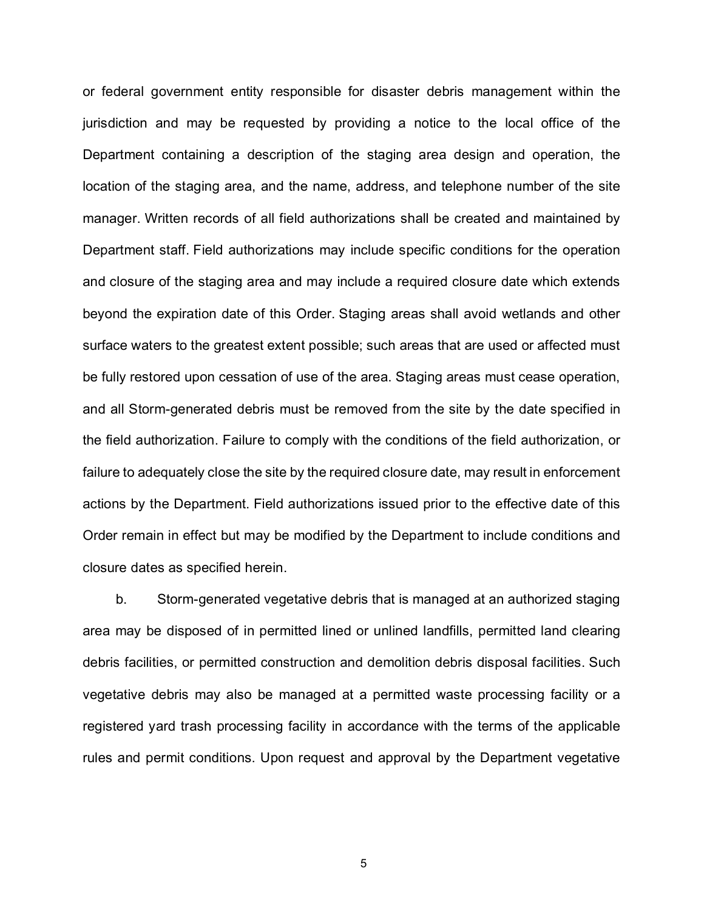or federal government entity responsible for disaster debris management within the jurisdiction and may be requested by providing a notice to the local office of the Department containing a description of the staging area design and operation, the location of the staging area, and the name, address, and telephone number of the site manager. Written records of all field authorizations shall be created and maintained by Department staff. Field authorizations may include specific conditions for the operation and closure of the staging area and may include a required closure date which extends beyond the expiration date of this Order. Staging areas shall avoid wetlands and other surface waters to the greatest extent possible; such areas that are used or affected must be fully restored upon cessation of use of the area. Staging areas must cease operation, and all Storm-generated debris must be removed from the site by the date specified in the field authorization. Failure to comply with the conditions of the field authorization, or failure to adequately close the site by the required closure date, may result in enforcement actions by the Department. Field authorizations issued prior to the effective date of this Order remain in effect but may be modified by the Department to include conditions and closure dates as specified herein.

b. Storm-generated vegetative debris that is managed at an authorized staging area may be disposed of in permitted lined or unlined landfills, permitted land clearing debris facilities, or permitted construction and demolition debris disposal facilities. Such vegetative debris may also be managed at a permitted waste processing facility or a registered yard trash processing facility in accordance with the terms of the applicable rules and permit conditions. Upon request and approval by the Department vegetative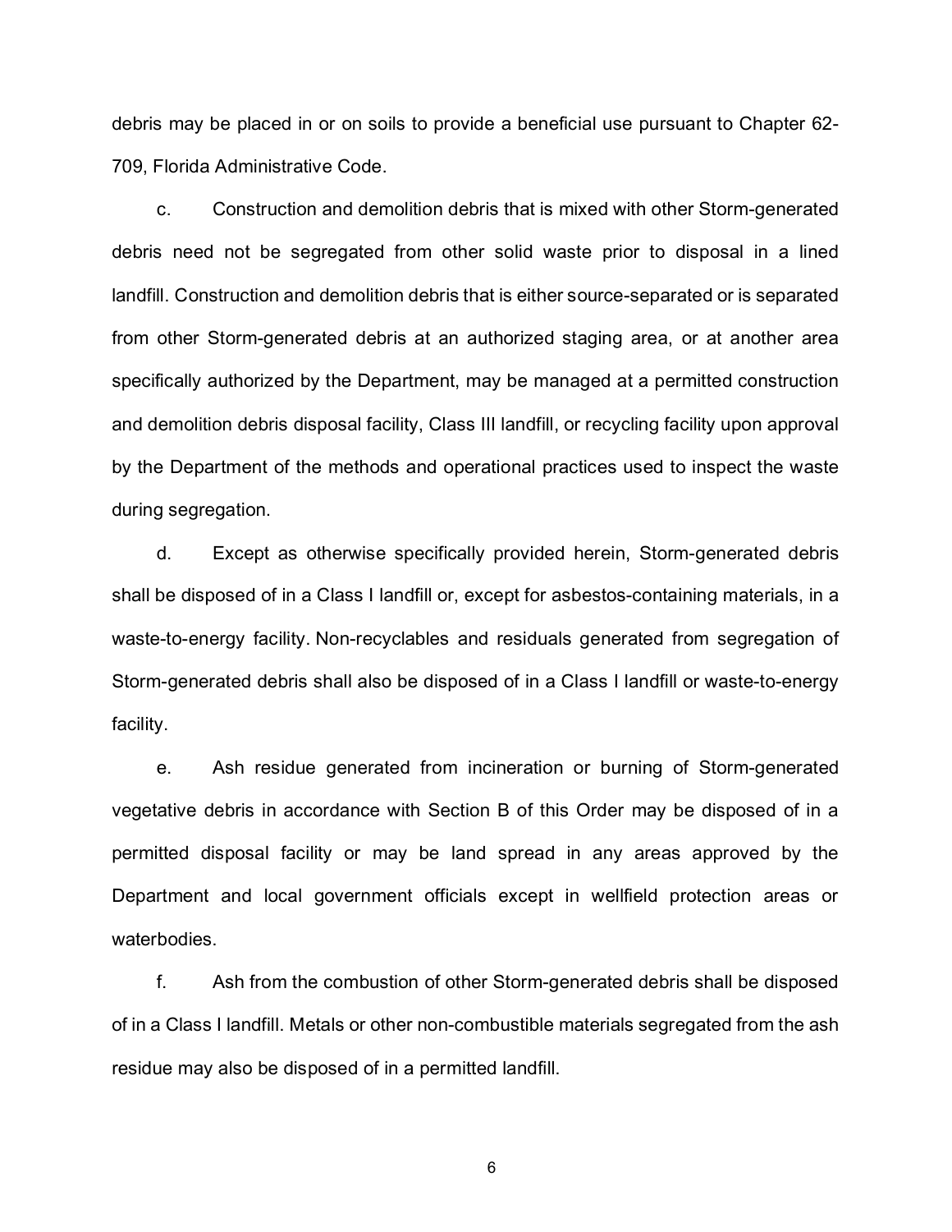debris may be placed in or on soils to provide a beneficial use pursuant to Chapter 62-709, Florida Administrative Code.

c. Construction and demolition debris that is mixed with other Storm-generated debris need not be segregated from other solid waste prior to disposal in a lined landfill. Construction and demolition debris that is either source-separated or is separated from other Storm-generated debris at an authorized staging area, or at another area specifically authorized by the Department, may be managed at a permitted construction and demolition debris disposal facility, Class III landfill, or recycling facility upon approval by the Department of the methods and operational practices used to inspect the waste during segregation.

d. Except as otherwise specifically provided herein, Storm-generated debris shall be disposed of in a Class I landfill or, except for asbestos-containing materials, in a waste-to-energy facility. Non-recyclables and residuals generated from segregation of Storm-generated debris shall also be disposed of in a Class I landfill or waste-to-energy facility.

e. Ash residue generated from incineration or burning of Storm-generated vegetative debris in accordance with Section B of this Order may be disposed of in a permitted disposal facility or may be land spread in any areas approved by the Department and local government officials except in wellfield protection areas or waterbodies.

f. Ash from the combustion of other Storm-generated debris shall be disposed of in a Class I landfill. Metals or other non-combustible materials segregated from the ash residue may also be disposed of in a permitted landfill.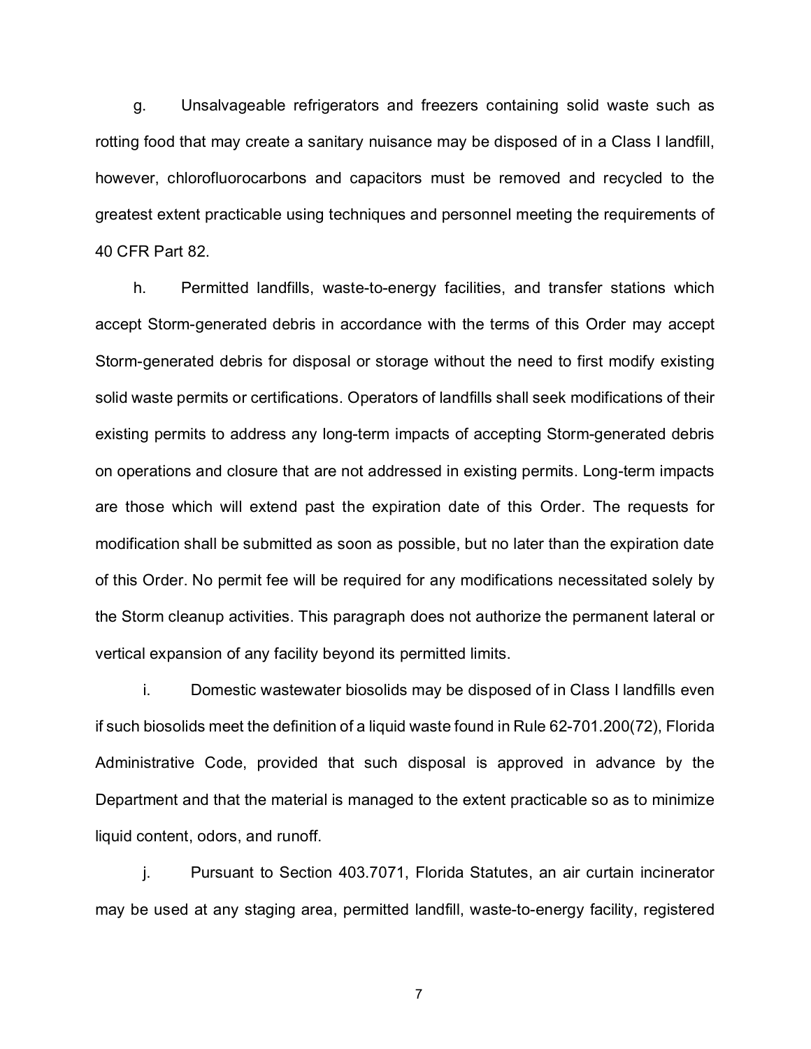g. Unsalvageable refrigerators and freezers containing solid waste such as rotting food that may create a sanitary nuisance may be disposed of in a Class I landfill, however, chlorofluorocarbons and capacitors must be removed and recycled to the greatest extent practicable using techniques and personnel meeting the requirements of 40 CFR Part 82.

h. Permitted landfills, waste-to-energy facilities, and transfer stations which accept Storm-generated debris in accordance with the terms of this Order may accept Storm-generated debris for disposal or storage without the need to first modify existing solid waste permits or certifications. Operators of landfills shall seek modifications of their existing permits to address any long-term impacts of accepting Storm-generated debris on operations and closure that are not addressed in existing permits. Long-term impacts are those which will extend past the expiration date of this Order. The requests for modification shall be submitted as soon as possible, but no later than the expiration date of this Order. No permit fee will be required for any modifications necessitated solely by the Storm cleanup activities. This paragraph does not authorize the permanent lateral or vertical expansion of any facility beyond its permitted limits.

i. Domestic wastewater biosolids may be disposed of in Class I landfills even if such biosolids meet the definition of a liquid waste found in Rule 62-701.200(72), Florida Administrative Code, provided that such disposal is approved in advance by the Department and that the material is managed to the extent practicable so as to minimize liquid content, odors, and runoff.

j. Pursuant to Section 403.7071, Florida Statutes, an air curtain incinerator may be used at any staging area, permitted landfill, waste-to-energy facility, registered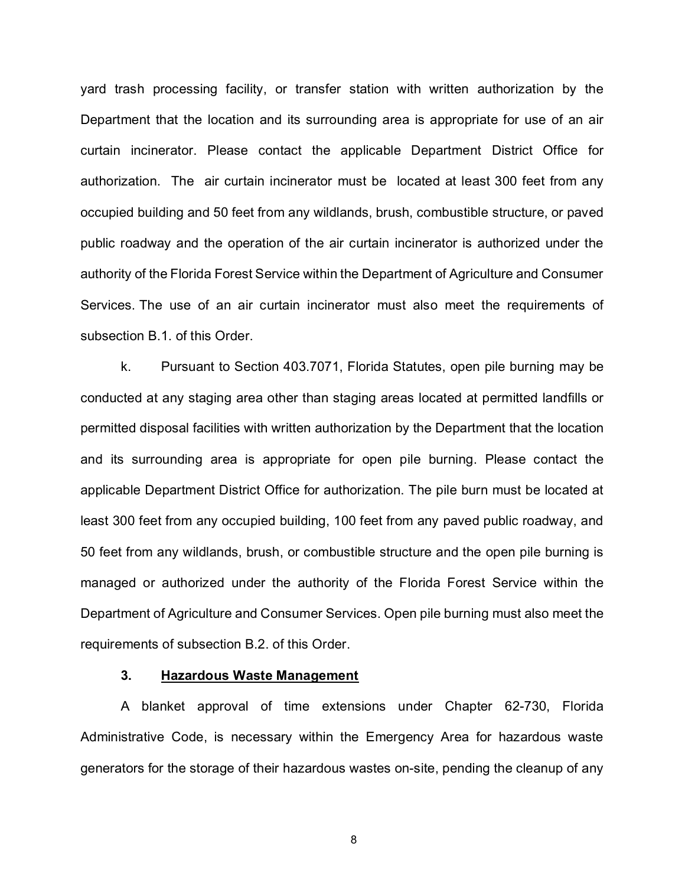yard trash processing facility, or transfer station with written authorization by the Department that the location and its surrounding area is appropriate for use of an air curtain incinerator. Please contact the applicable Department District Office for authorization. The air curtain incinerator must be located at least 300 feet from any occupied building and 50 feet from any wildlands, brush, combustible structure, or paved public roadway and the operation of the air curtain incinerator is authorized under the authority of the Florida Forest Service within the Department of Agriculture and Consumer Services. The use of an air curtain incinerator must also meet the requirements of subsection B.1. of this Order.

k. Pursuant to Section 403.7071, Florida Statutes, open pile burning may be conducted at any staging area other than staging areas located at permitted landfills or permitted disposal facilities with written authorization by the Department that the location and its surrounding area is appropriate for open pile burning. Please contact the applicable Department District Office for authorization. The pile burn must be located at least 300 feet from any occupied building, 100 feet from any paved public roadway, and 50 feet from any wildlands, brush, or combustible structure and the open pile burning is managed or authorized under the authority of the Florida Forest Service within the Department of Agriculture and Consumer Services. Open pile burning must also meet the requirements of subsection B.2. of this Order.

### 3. Hazardous Waste Management

A blanket approval of time extensions under Chapter 62-730, Florida Administrative Code, is necessary within the Emergency Area for hazardous waste generators for the storage of their hazardous wastes on-site, pending the cleanup of any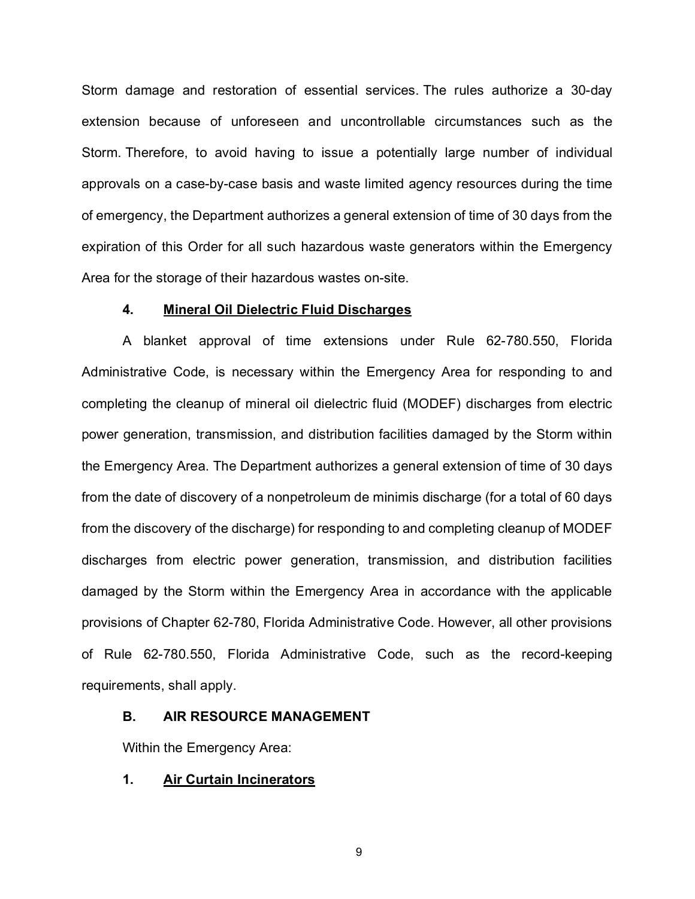Storm damage and restoration of essential services. The rules authorize a 30-day extension because of unforeseen and uncontrollable circumstances such as the Storm. Therefore, to avoid having to issue a potentially large number of individual approvals on a case-by-case basis and waste limited agency resources during the time of emergency, the Department authorizes a general extension of time of 30 days from the expiration of this Order for all such hazardous waste generators within the Emergency Area for the storage of their hazardous wastes on-site.

#### 4. <u>Mineral Oil Dielectric Fluid Discharges</u>

A blanket approval of time extensions under Rule 62-780.550, Florida Administrative Code, is necessary within the Emergency Area for responding to and completing the cleanup of mineral oil dielectric fluid (MODEF) discharges from electric power generation, transmission, and distribution facilities damaged by the Storm within the Emergency Area. The Department authorizes a general extension of time of 30 days from the date of discovery of a nonpetroleum de minimis discharge (for a total of 60 days from the discovery of the discharge) for responding to and completing cleanup of MODEF discharges from electric power generation, transmission, and distribution facilities damaged by the Storm within the Emergency Area in accordance with the applicable provisions of Chapter 62-780, Florida Administrative Code. However, all other provisions of Rule 62-780.550, Florida Administrative Code, such as the record-keeping requirements, shall apply.

### B. AIR RESOURCE MANAGEMENT

Within the Emergency Area:

#### 1. <u>Air Curtain Incinerators</u>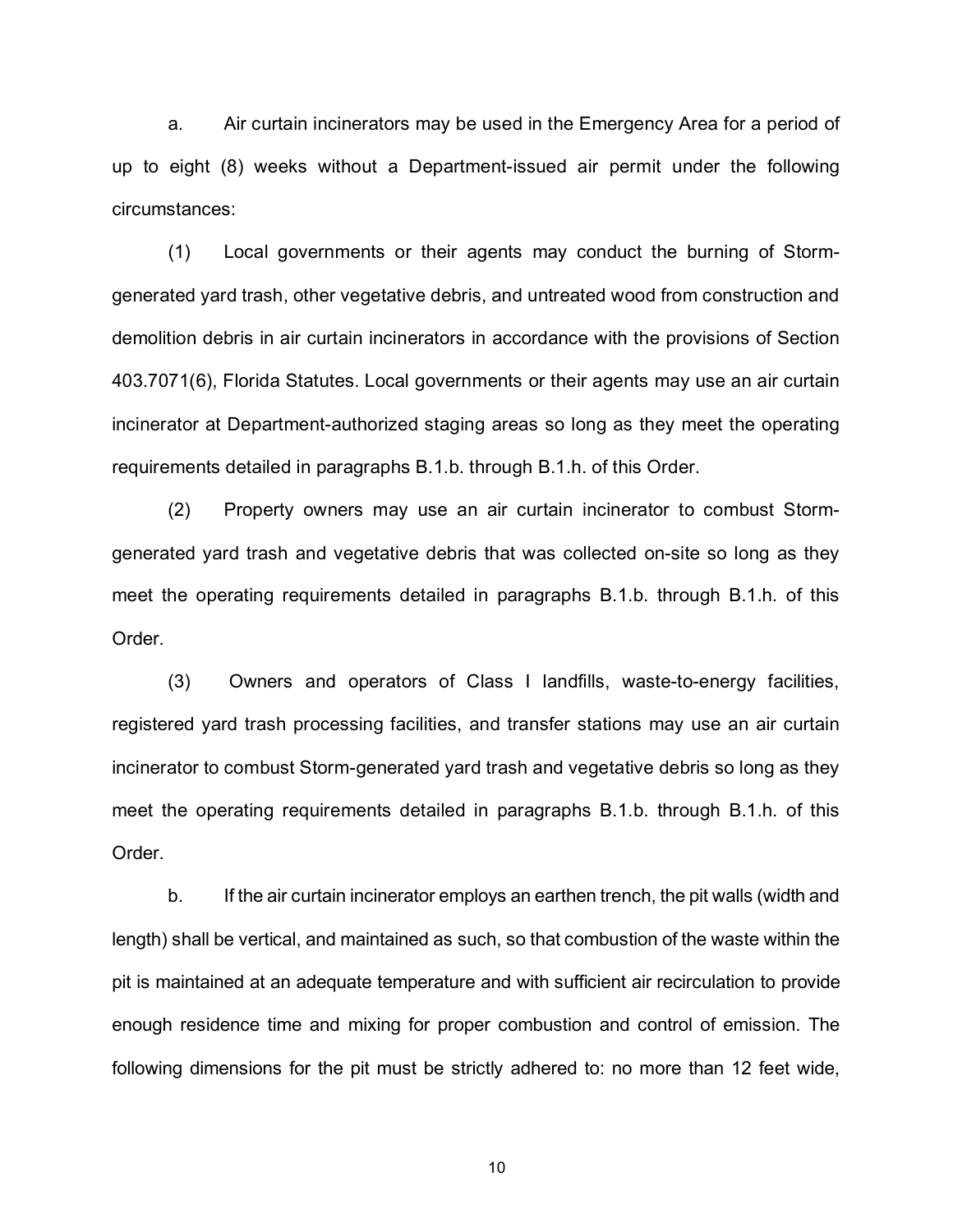a. Air curtain incinerators may be used in the Emergency Area for a period of up to eight (8) weeks without a Department-issued air permit under the following circumstances:

(1) Local governments or their agents may conduct the burning of Storm-generated yard trash, other vegetative debris, and untreated wood from construction and demolition debris in air curtain incinerators in accordance with the provisions of Section 403.7071(6), Florida Statutes. Local governments or their agents may use an air curtain incinerator at Department-authorized staging areas so long as they meet the operating requirements detailed in paragraphs B.1.b. through B.1.h. of this Order.

(2) Property owners may use an air curtain incinerator to combust Storm-generated yard trash and vegetative debris that was collected on-site so long as they meet the operating requirements detailed in paragraphs B.1.b. through B.1.h. of this Order.

(3) Owners and operators of Class I landfills, waste-to-energy facilities, registered yard trash processing facilities, and transfer stations may use an air curtain incinerator to combust Storm-generated yard trash and vegetative debris so long as they meet the operating requirements detailed in paragraphs B.1.b. through B.1.h. of this Order.

b. If the air curtain incinerator employs an earthen trench, the pit walls (width and length) shall be vertical, and maintained as such, so that combustion of the waste within the pit is maintained at an adequate temperature and with sufficient air recirculation to provide enough residence time and mixing for proper combustion and control of emission. The following dimensions for the pit must be strictly adhered to: no more than 12 feet wide,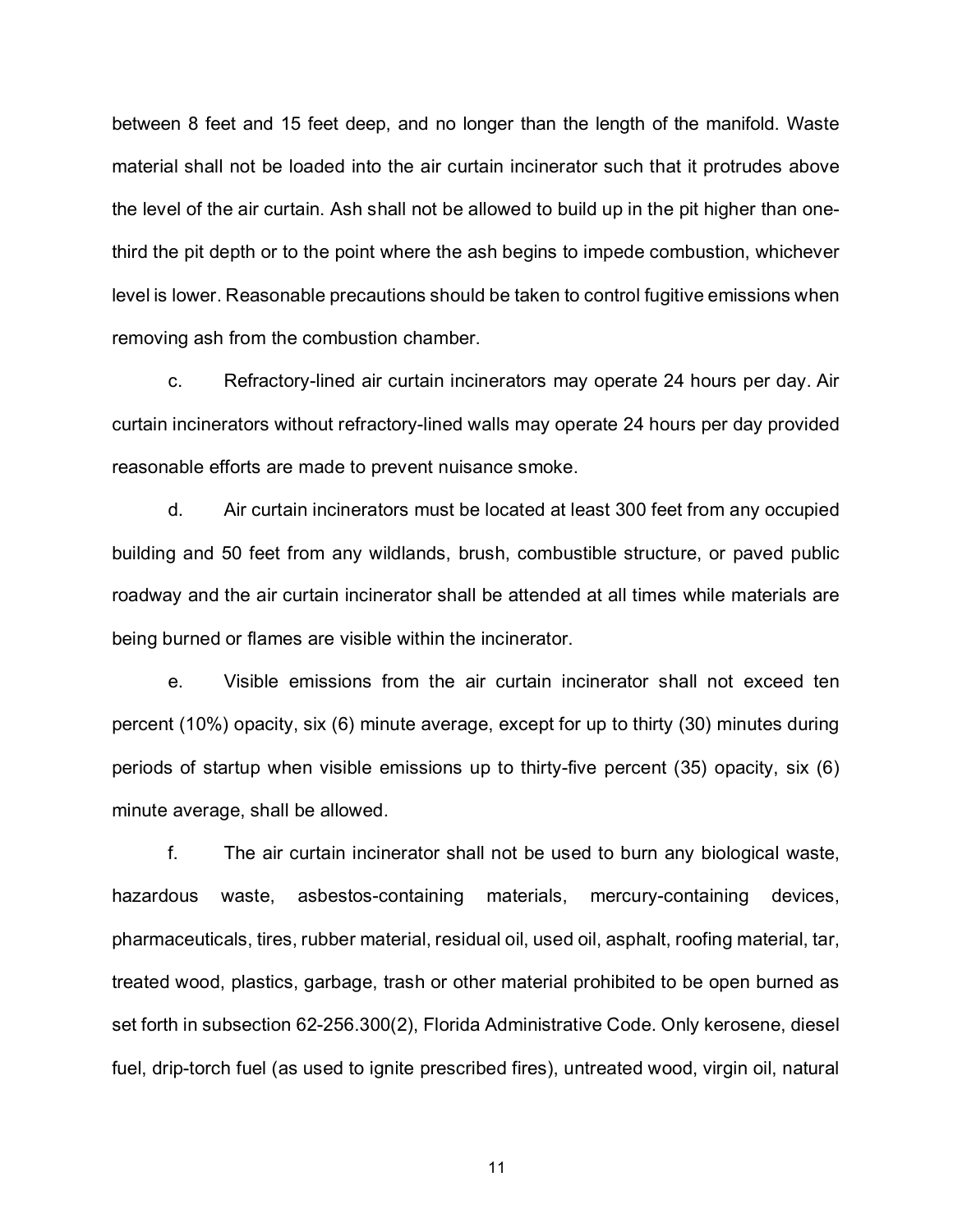between 8 feet and 15 feet deep, and no longer than the length of the manifold. Waste material shall not be loaded into the air curtain incinerator such that it protrudes above the level of the air curtain. Ash shall not be allowed to build up in the pit higher than one-third the pit depth or to the point where the ash begins to impede combustion, whichever level is lower. Reasonable precautions should be taken to control fugitive emissions when removing ash from the combustion chamber.

c. Refractory-lined air curtain incinerators may operate 24 hours per day. Air curtain incinerators without refractory-lined walls may operate 24 hours per day provided reasonable efforts are made to prevent nuisance smoke.

d. Air curtain incinerators must be located at least 300 feet from any occupied building and 50 feet from any wildlands, brush, combustible structure, or paved public roadway and the air curtain incinerator shall be attended at all times while materials are being burned or flames are visible within the incinerator.

e. Visible emissions from the air curtain incinerator shall not exceed ten percent (10%) opacity, six (6) minute average, except for up to thirty (30) minutes during periods of startup when visible emissions up to thirty-five percent (35) opacity, six (6) minute average, shall be allowed.

f. The air curtain incinerator shall not be used to burn any biological waste, hazardous waste, asbestos-containing materials, mercury-containing devices, pharmaceuticals, tires, rubber material, residual oil, used oil, asphalt, roofing material, tar, treated wood, plastics, garbage, trash or other material prohibited to be open burned as set forth in subsection 62-256.300(2), Florida Administrative Code. Only kerosene, diesel fuel, drip-torch fuel (as used to ignite prescribed fires), untreated wood, virgin oil, natural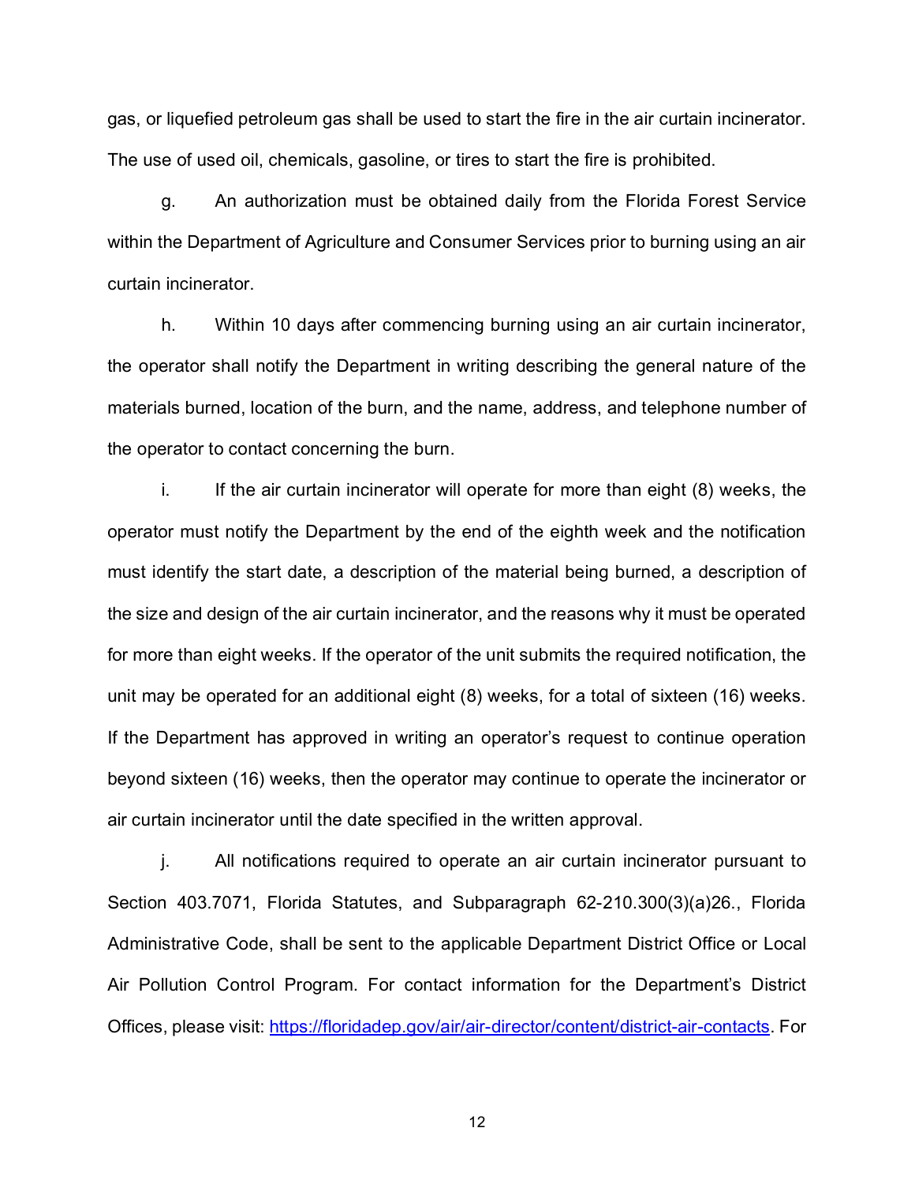gas, or liquefied petroleum gas shall be used to start the fire in the air curtain incinerator. The use of used oil, chemicals, gasoline, or tires to start the fire is prohibited.

g. An authorization must be obtained daily from the Florida Forest Service within the Department of Agriculture and Consumer Services prior to burning using an air curtain incinerator.

h. Within 10 days after commencing burning using an air curtain incinerator, the operator shall notify the Department in writing describing the general nature of the materials burned, location of the burn, and the name, address, and telephone number of the operator to contact concerning the burn.

i. If the air curtain incinerator will operate for more than eight (8) weeks, the operator must notify the Department by the end of the eighth week and the notification must identify the start date, a description of the material being burned, a description of the size and design of the air curtain incinerator, and the reasons why it must be operated for more than eight weeks. If the operator of the unit submits the required notification, the unit may be operated for an additional eight (8) weeks, for a total of sixteen (16) weeks. If the Department has approved in writing an operator's request to continue operation beyond sixteen (16) weeks, then the operator may continue to operate the incinerator or air curtain incinerator until the date specified in the written approval.

j. All notifications required to operate an air curtain incinerator pursuant to Section 403.7071, Florida Statutes, and Subparagraph 62-210.300(3)(a)26., Florida Administrative Code, shall be sent to the applicable Department District Office or Local Air Pollution Control Program. For contact information for the Department's District Offices, please visit: [https://floridadep.gov/air/air-director/content/district-air-contacts](https://floridadep.gov/air/air-director/content/district-air-contacts). For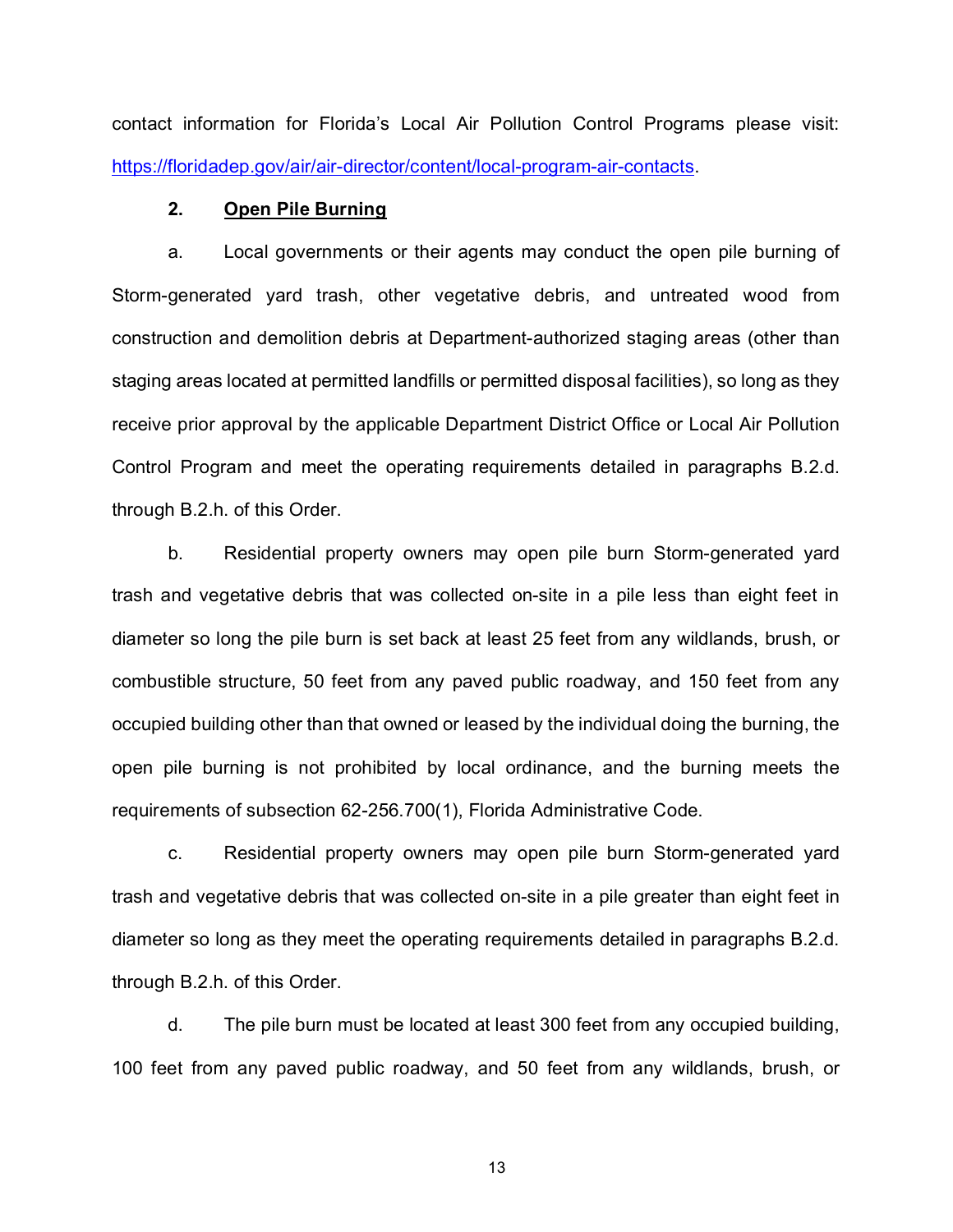contact information for Florida's Local Air Pollution Control Programs please visit: https://floridadep.gov/air/air-director/content/local-program-air-contacts.

**2. <u>Open Pile Burning</u>**

a. Local governments or their agents may conduct the open pile burning of Storm-generated yard trash, other vegetative debris, and untreated wood from construction and demolition debris at Department-authorized staging areas (other than staging areas located at permitted landfills or permitted disposal facilities), so long as they receive prior approval by the applicable Department District Office or Local Air Pollution Control Program and meet the operating requirements detailed in paragraphs B.2.d. through B.2.h. of this Order.

b. Residential property owners may open pile burn Storm-generated yard trash and vegetative debris that was collected on-site in a pile less than eight feet in diameter so long the pile burn is set back at least 25 feet from any wildlands, brush, or combustible structure, 50 feet from any paved public roadway, and 150 feet from any occupied building other than that owned or leased by the individual doing the burning, the open pile burning is not prohibited by local ordinance, and the burning meets the requirements of subsection 62-256.700(1), Florida Administrative Code.

c. Residential property owners may open pile burn Storm-generated yard trash and vegetative debris that was collected on-site in a pile greater than eight feet in diameter so long as they meet the operating requirements detailed in paragraphs B.2.d. through B.2.h. of this Order.

d. The pile burn must be located at least 300 feet from any occupied building, 100 feet from any paved public roadway, and 50 feet from any wildlands, brush, or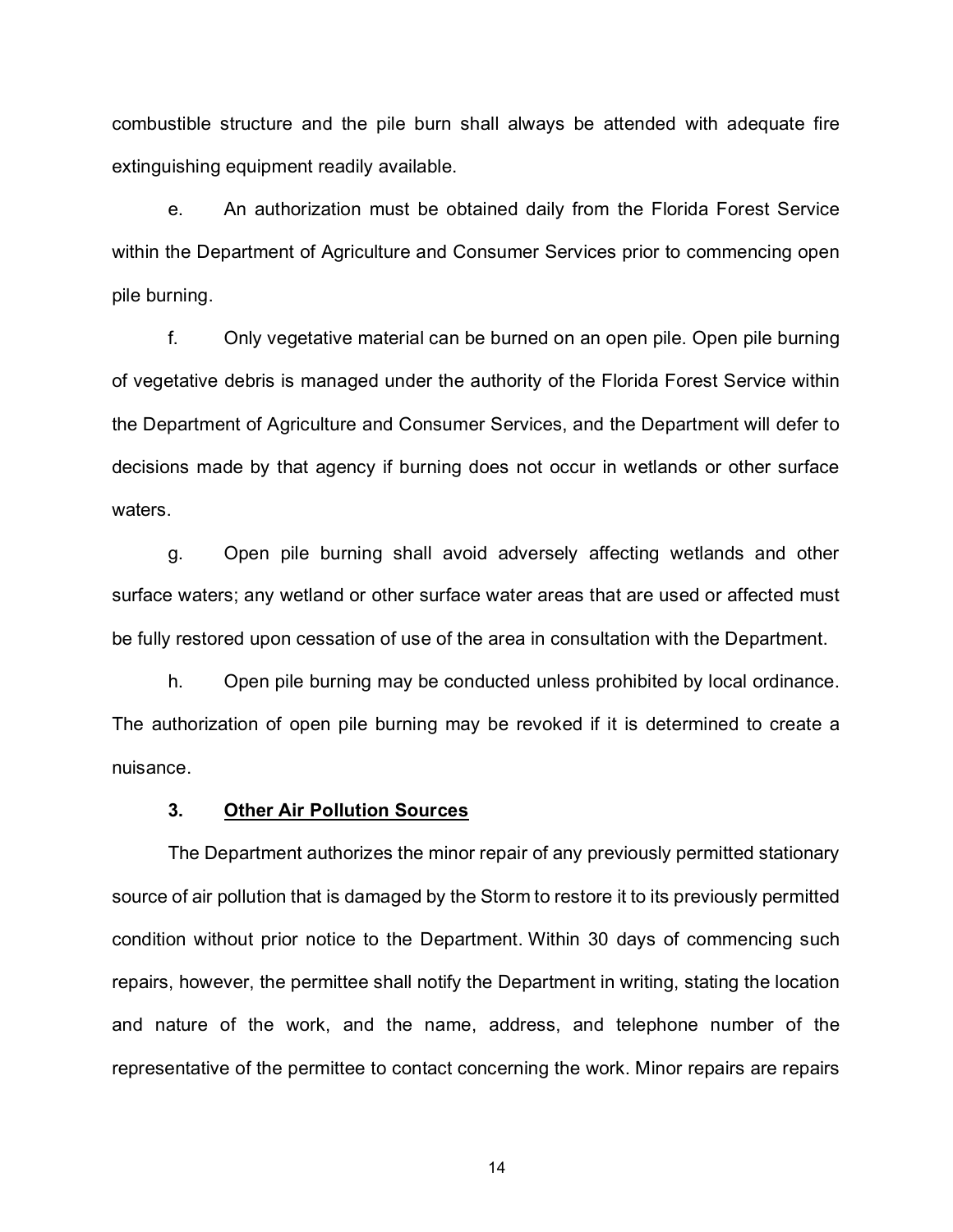combustible structure and the pile burn shall always be attended with adequate fire extinguishing equipment readily available.

e. An authorization must be obtained daily from the Florida Forest Service within the Department of Agriculture and Consumer Services prior to commencing open pile burning.

f. Only vegetative material can be burned on an open pile. Open pile burning of vegetative debris is managed under the authority of the Florida Forest Service within the Department of Agriculture and Consumer Services, and the Department will defer to decisions made by that agency if burning does not occur in wetlands or other surface waters.

g. Open pile burning shall avoid adversely affecting wetlands and other surface waters; any wetland or other surface water areas that are used or affected must be fully restored upon cessation of use of the area in consultation with the Department.

h. Open pile burning may be conducted unless prohibited by local ordinance. The authorization of open pile burning may be revoked if it is determined to create a nuisance.

### 3. <u>Other Air Pollution Sources</u>

The Department authorizes the minor repair of any previously permitted stationary source of air pollution that is damaged by the Storm to restore it to its previously permitted condition without prior notice to the Department. Within 30 days of commencing such repairs, however, the permittee shall notify the Department in writing, stating the location and nature of the work, and the name, address, and telephone number of the representative of the permittee to contact concerning the work. Minor repairs are repairs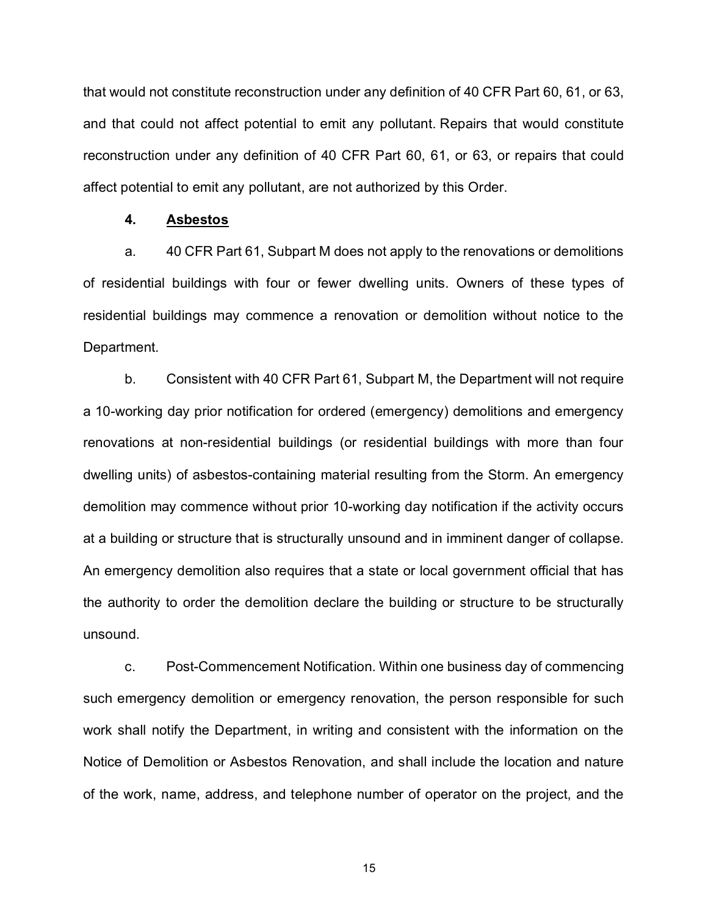that would not constitute reconstruction under any definition of 40 CFR Part 60, 61, or 63, and that could not affect potential to emit any pollutant. Repairs that would constitute reconstruction under any definition of 40 CFR Part 60, 61, or 63, or repairs that could affect potential to emit any pollutant, are not authorized by this Order.

**4. <u>Asbestos</u>**

a. 40 CFR Part 61, Subpart M does not apply to the renovations or demolitions of residential buildings with four or fewer dwelling units. Owners of these types of residential buildings may commence a renovation or demolition without notice to the Department.

b. Consistent with 40 CFR Part 61, Subpart M, the Department will not require a 10-working day prior notification for ordered (emergency) demolitions and emergency renovations at non-residential buildings (or residential buildings with more than four dwelling units) of asbestos-containing material resulting from the Storm. An emergency demolition may commence without prior 10-working day notification if the activity occurs at a building or structure that is structurally unsound and in imminent danger of collapse. An emergency demolition also requires that a state or local government official that has the authority to order the demolition declare the building or structure to be structurally unsound.

c. Post-Commencement Notification. Within one business day of commencing such emergency demolition or emergency renovation, the person responsible for such work shall notify the Department, in writing and consistent with the information on the Notice of Demolition or Asbestos Renovation, and shall include the location and nature of the work, name, address, and telephone number of operator on the project, and the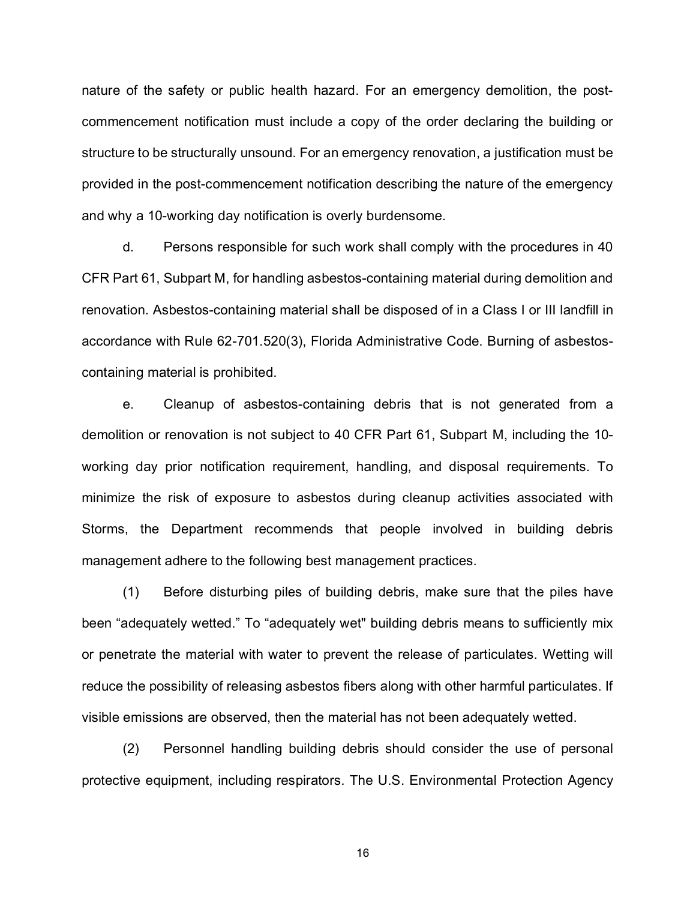nature of the safety or public health hazard. For an emergency demolition, the post-commencement notification must include a copy of the order declaring the building or structure to be structurally unsound. For an emergency renovation, a justification must be provided in the post-commencement notification describing the nature of the emergency and why a 10-working day notification is overly burdensome.

d. Persons responsible for such work shall comply with the procedures in 40 CFR Part 61, Subpart M, for handling asbestos-containing material during demolition and renovation. Asbestos-containing material shall be disposed of in a Class I or III landfill in accordance with Rule 62-701.520(3), Florida Administrative Code. Burning of asbestos-containing material is prohibited.

e. Cleanup of asbestos-containing debris that is not generated from a demolition or renovation is not subject to 40 CFR Part 61, Subpart M, including the 10-working day prior notification requirement, handling, and disposal requirements. To minimize the risk of exposure to asbestos during cleanup activities associated with Storms, the Department recommends that people involved in building debris management adhere to the following best management practices.

(1) Before disturbing piles of building debris, make sure that the piles have been "adequately wetted." To "adequately wet" building debris means to sufficiently mix or penetrate the material with water to prevent the release of particulates. Wetting will reduce the possibility of releasing asbestos fibers along with other harmful particulates. If visible emissions are observed, then the material has not been adequately wetted.

(2) Personnel handling building debris should consider the use of personal protective equipment, including respirators. The U.S. Environmental Protection Agency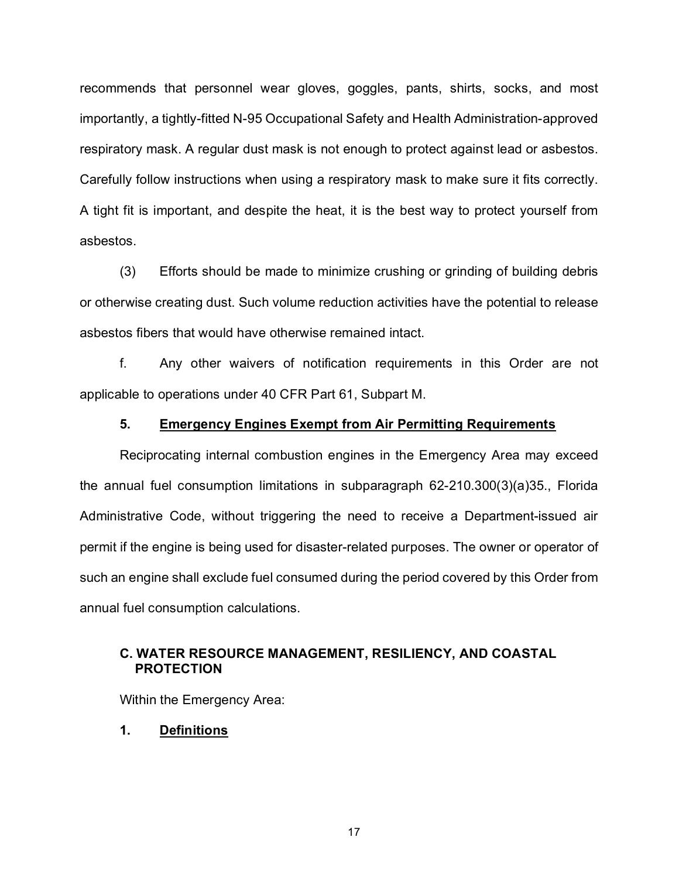recommends that personnel wear gloves, goggles, pants, shirts, socks, and most importantly, a tightly-fitted N-95 Occupational Safety and Health Administration-approved respiratory mask. A regular dust mask is not enough to protect against lead or asbestos. Carefully follow instructions when using a respiratory mask to make sure it fits correctly. A tight fit is important, and despite the heat, it is the best way to protect yourself from asbestos.

(3) Efforts should be made to minimize crushing or grinding of building debris or otherwise creating dust. Such volume reduction activities have the potential to release asbestos fibers that would have otherwise remained intact.

f. Any other waivers of notification requirements in this Order are not applicable to operations under 40 CFR Part 61, Subpart M.

**5. <u>Emergency Engines Exempt from Air Permitting Requirements</u>**

Reciprocating internal combustion engines in the Emergency Area may exceed the annual fuel consumption limitations in subparagraph 62-210.300(3)(a)35., Florida Administrative Code, without triggering the need to receive a Department-issued air permit if the engine is being used for disaster-related purposes. The owner or operator of such an engine shall exclude fuel consumed during the period covered by this Order from annual fuel consumption calculations.

### C. WATER RESOURCE MANAGEMENT, RESILIENCY, AND COASTAL PROTECTION

Within the Emergency Area:

**1. <u>Definitions</u>**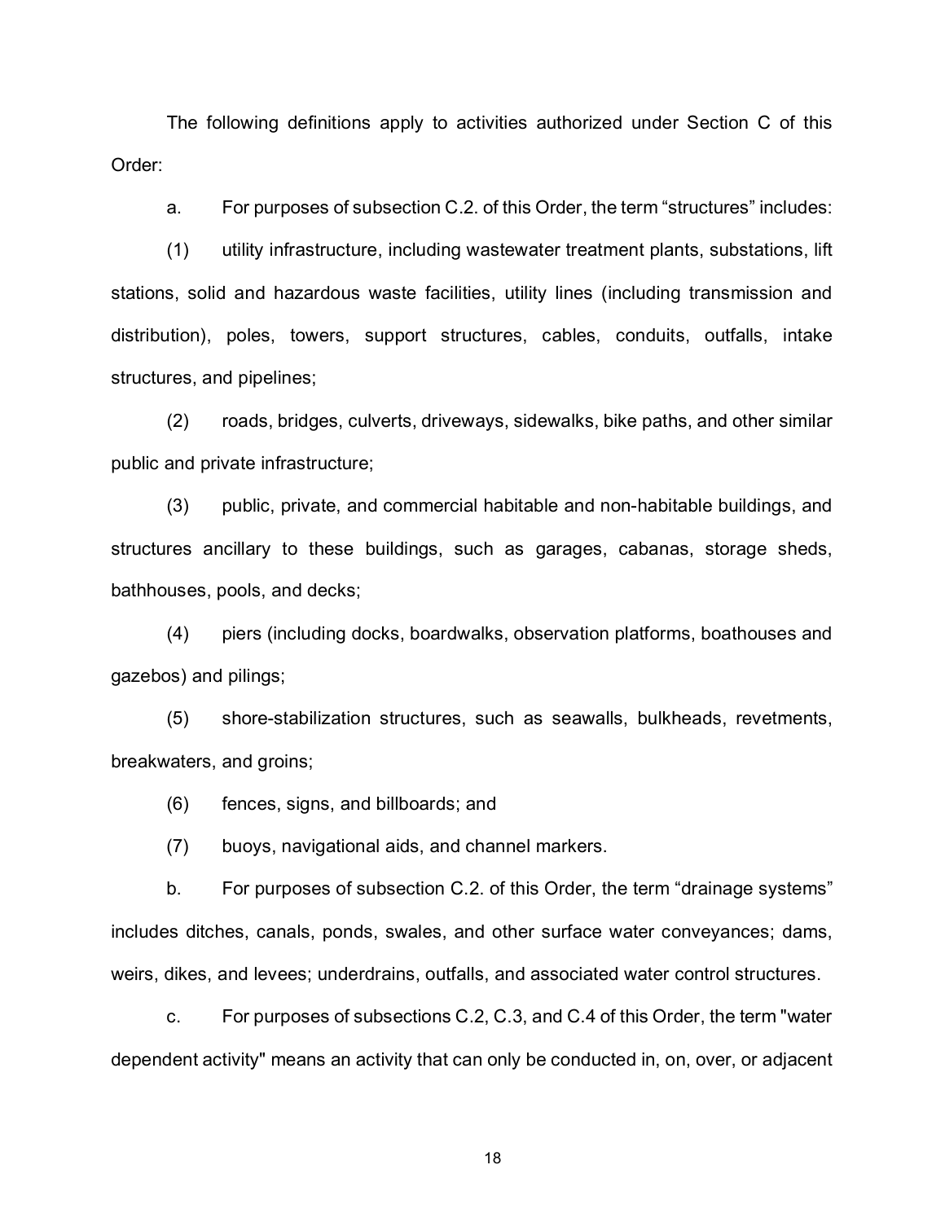The following definitions apply to activities authorized under Section C of this Order:

a. For purposes of subsection C.2. of this Order, the term “structures” includes:

(1) utility infrastructure, including wastewater treatment plants, substations, lift stations, solid and hazardous waste facilities, utility lines (including transmission and distribution), poles, towers, support structures, cables, conduits, outfalls, intake structures, and pipelines;

(2) roads, bridges, culverts, driveways, sidewalks, bike paths, and other similar public and private infrastructure;

(3) public, private, and commercial habitable and non-habitable buildings, and structures ancillary to these buildings, such as garages, cabanas, storage sheds, bathhouses, pools, and decks;

(4) piers (including docks, boardwalks, observation platforms, boathouses and gazebos) and pilings;

(5) shore-stabilization structures, such as seawalls, bulkheads, revetments, breakwaters, and groins;

(6) fences, signs, and billboards; and

(7) buoys, navigational aids, and channel markers.

b. For purposes of subsection C.2. of this Order, the term “drainage systems” includes ditches, canals, ponds, swales, and other surface water conveyances; dams, weirs, dikes, and levees; underdrains, outfalls, and associated water control structures.

c. For purposes of subsections C.2, C.3, and C.4 of this Order, the term "water dependent activity" means an activity that can only be conducted in, on, over, or adjacent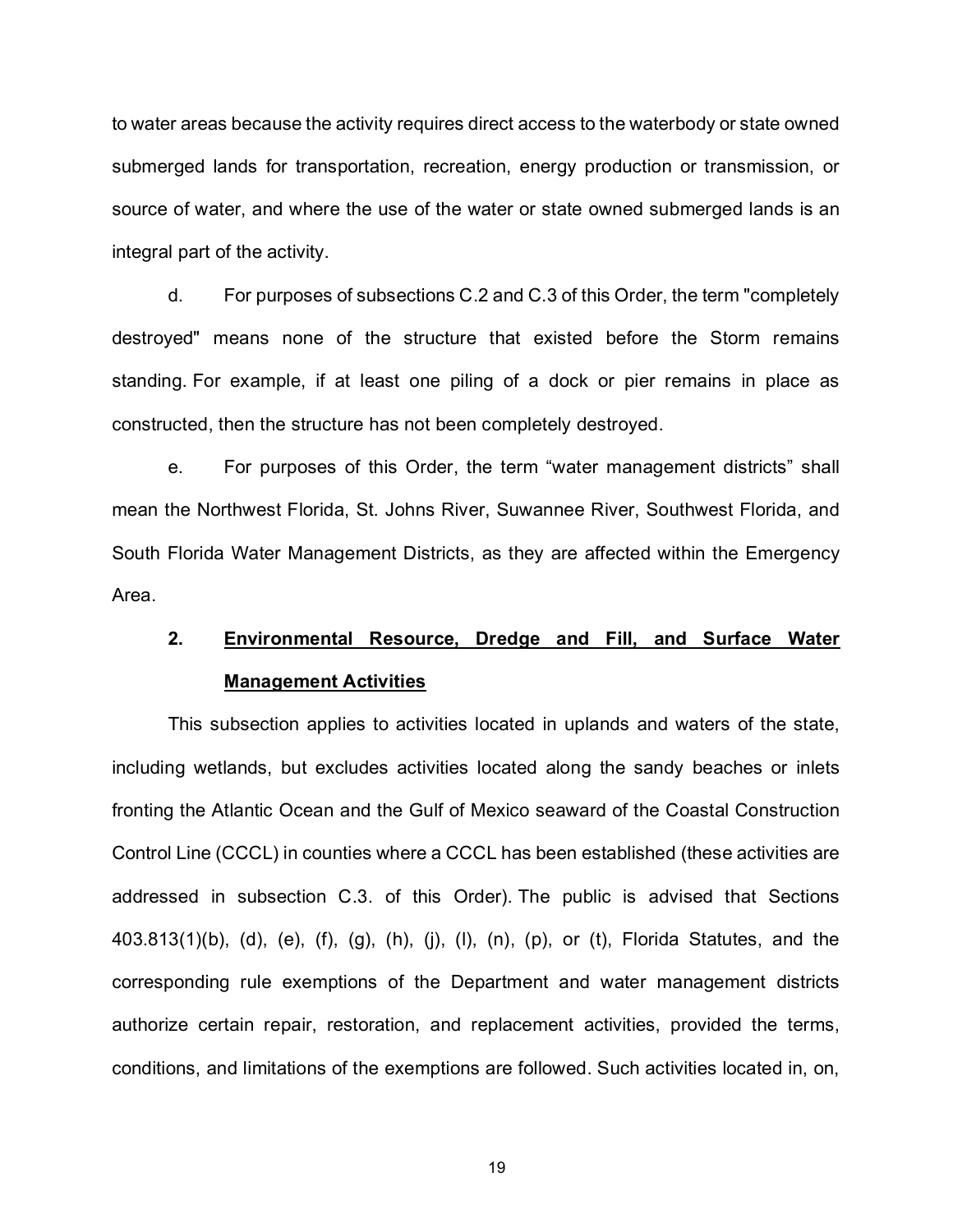to water areas because the activity requires direct access to the waterbody or state owned submerged lands for transportation, recreation, energy production or transmission, or source of water, and where the use of the water or state owned submerged lands is an integral part of the activity.

d. For purposes of subsections C.2 and C.3 of this Order, the term "completely destroyed" means none of the structure that existed before the Storm remains standing. For example, if at least one piling of a dock or pier remains in place as constructed, then the structure has not been completely destroyed.

e. For purposes of this Order, the term "water management districts" shall mean the Northwest Florida, St. Johns River, Suwannee River, Southwest Florida, and South Florida Water Management Districts, as they are affected within the Emergency Area.

## 2. Environmental Resource, Dredge and Fill, and Surface Water Management Activities

This subsection applies to activities located in uplands and waters of the state, including wetlands, but excludes activities located along the sandy beaches or inlets fronting the Atlantic Ocean and the Gulf of Mexico seaward of the Coastal Construction Control Line (CCCL) in counties where a CCCL has been established (these activities are addressed in subsection C.3. of this Order). The public is advised that Sections 403.813(1)(b), (d), (e), (f), (g), (h), (j), (l), (n), (p), or (t), Florida Statutes, and the corresponding rule exemptions of the Department and water management districts authorize certain repair, restoration, and replacement activities, provided the terms, conditions, and limitations of the exemptions are followed. Such activities located in, on,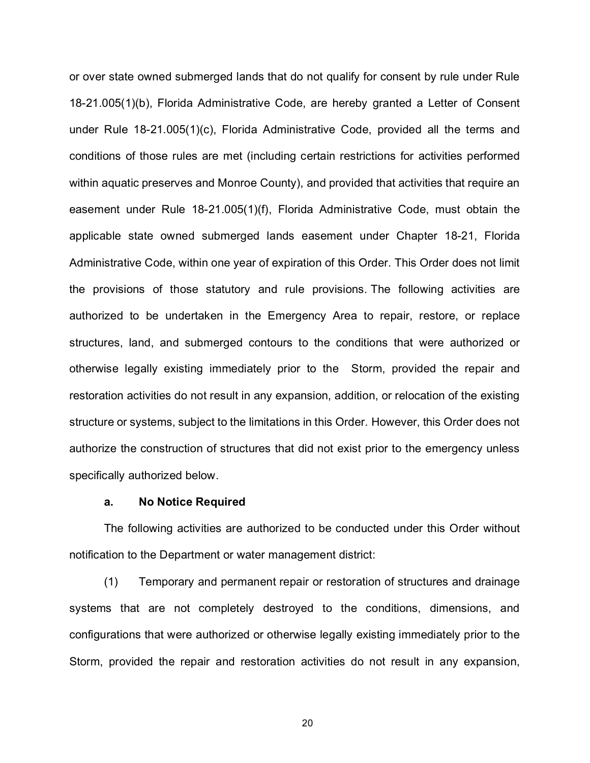or over state owned submerged lands that do not qualify for consent by rule under Rule 18-21.005(1)(b), Florida Administrative Code, are hereby granted a Letter of Consent under Rule 18-21.005(1)(c), Florida Administrative Code, provided all the terms and conditions of those rules are met (including certain restrictions for activities performed within aquatic preserves and Monroe County), and provided that activities that require an easement under Rule 18-21.005(1)(f), Florida Administrative Code, must obtain the applicable state owned submerged lands easement under Chapter 18-21, Florida Administrative Code, within one year of expiration of this Order. This Order does not limit the provisions of those statutory and rule provisions. The following activities are authorized to be undertaken in the Emergency Area to repair, restore, or replace structures, land, and submerged contours to the conditions that were authorized or otherwise legally existing immediately prior to the Storm, provided the repair and restoration activities do not result in any expansion, addition, or relocation of the existing structure or systems, subject to the limitations in this Order. However, this Order does not authorize the construction of structures that did not exist prior to the emergency unless specifically authorized below.

**a. No Notice Required**

The following activities are authorized to be conducted under this Order without notification to the Department or water management district:

(1) Temporary and permanent repair or restoration of structures and drainage systems that are not completely destroyed to the conditions, dimensions, and configurations that were authorized or otherwise legally existing immediately prior to the Storm, provided the repair and restoration activities do not result in any expansion,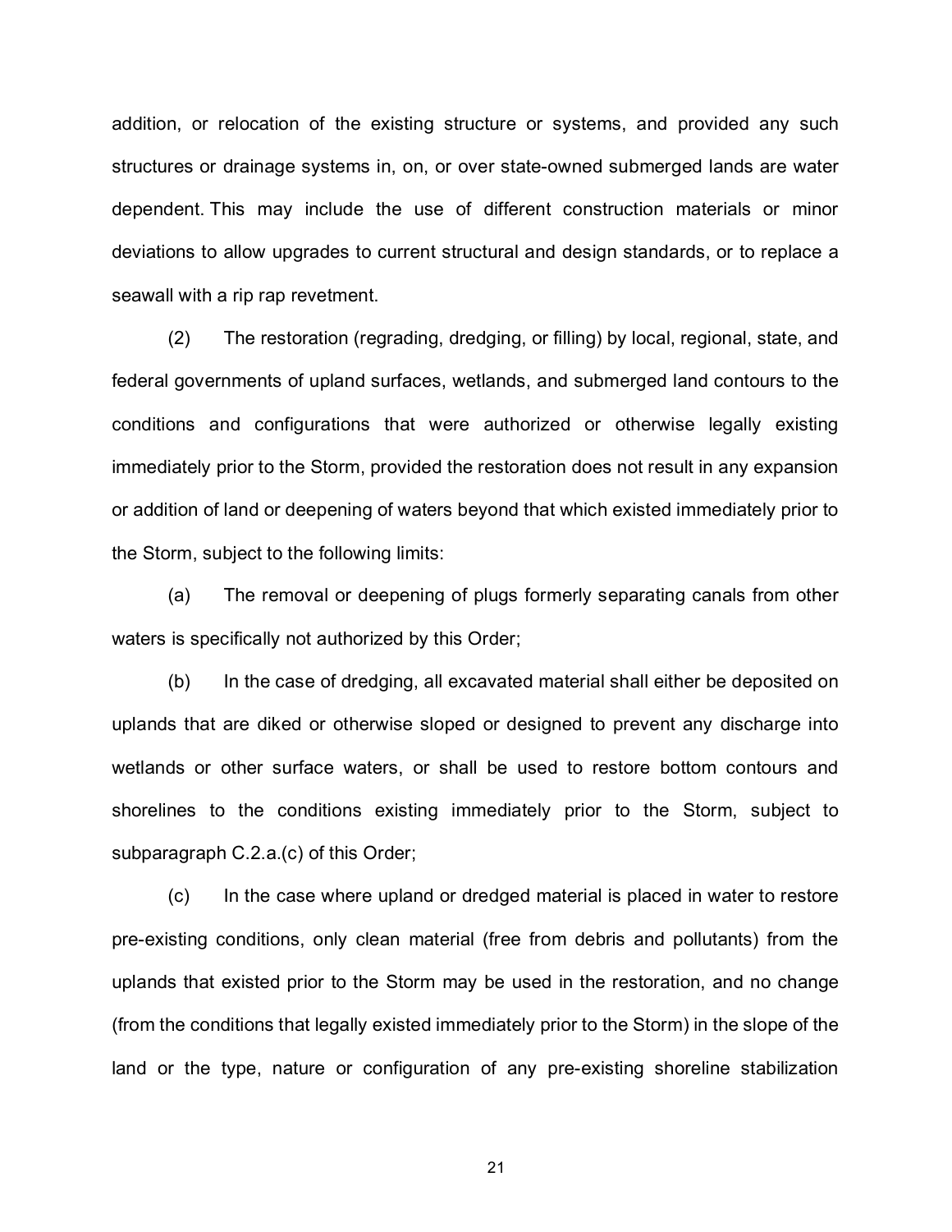addition, or relocation of the existing structure or systems, and provided any such structures or drainage systems in, on, or over state-owned submerged lands are water dependent. This may include the use of different construction materials or minor deviations to allow upgrades to current structural and design standards, or to replace a seawall with a rip rap revetment.

(2) The restoration (regrading, dredging, or filling) by local, regional, state, and federal governments of upland surfaces, wetlands, and submerged land contours to the conditions and configurations that were authorized or otherwise legally existing immediately prior to the Storm, provided the restoration does not result in any expansion or addition of land or deepening of waters beyond that which existed immediately prior to the Storm, subject to the following limits:

(a) The removal or deepening of plugs formerly separating canals from other waters is specifically not authorized by this Order;

(b) In the case of dredging, all excavated material shall either be deposited on uplands that are diked or otherwise sloped or designed to prevent any discharge into wetlands or other surface waters, or shall be used to restore bottom contours and shorelines to the conditions existing immediately prior to the Storm, subject to subparagraph C.2.a.(c) of this Order;

(c) In the case where upland or dredged material is placed in water to restore pre-existing conditions, only clean material (free from debris and pollutants) from the uplands that existed prior to the Storm may be used in the restoration, and no change (from the conditions that legally existed immediately prior to the Storm) in the slope of the land or the type, nature or configuration of any pre-existing shoreline stabilization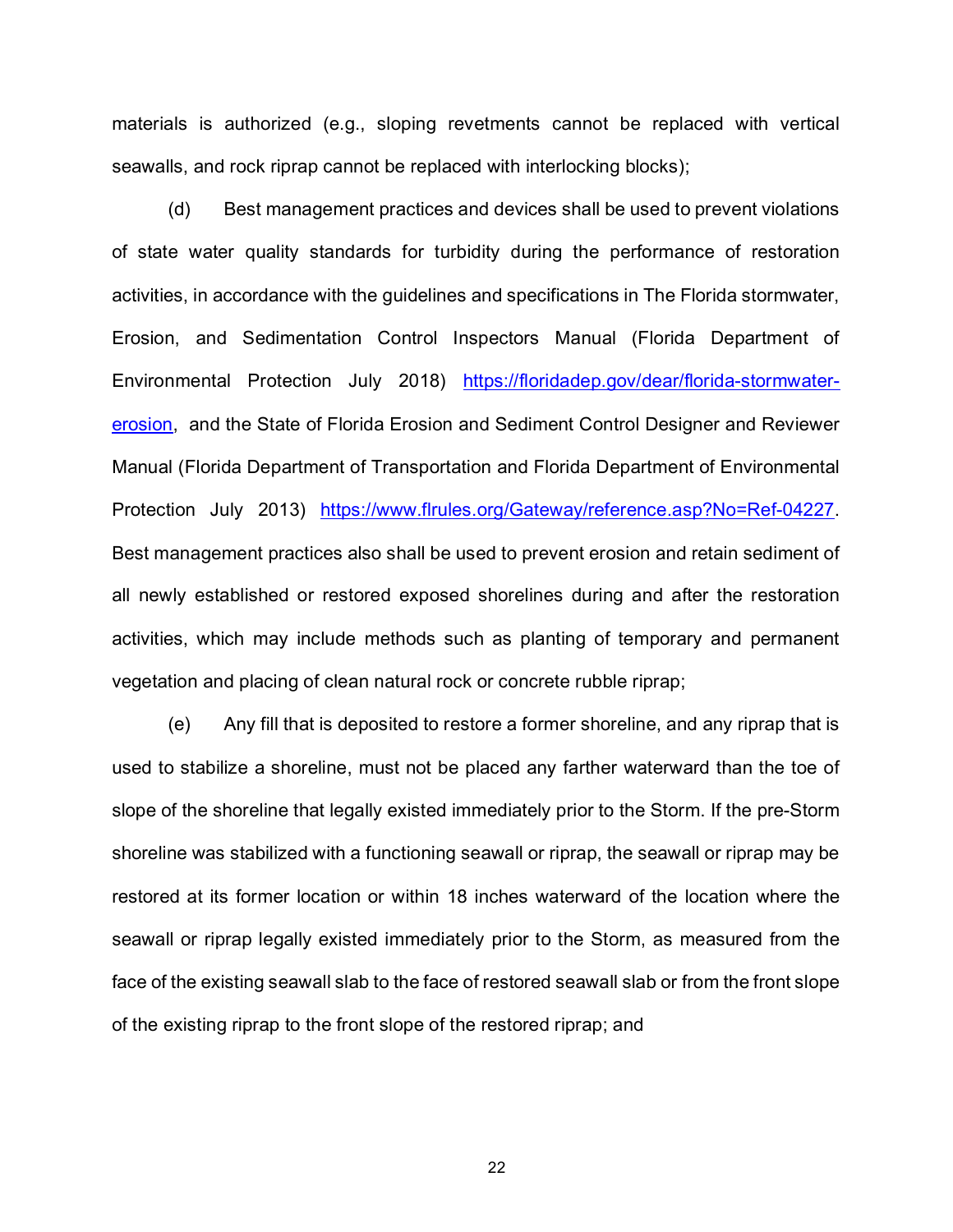materials is authorized (e.g., sloping revetments cannot be replaced with vertical seawalls, and rock riprap cannot be replaced with interlocking blocks);

(d) Best management practices and devices shall be used to prevent violations of state water quality standards for turbidity during the performance of restoration activities, in accordance with the guidelines and specifications in The Florida stormwater, Erosion, and Sedimentation Control Inspectors Manual (Florida Department of Environmental Protection July 2018) [https://floridadep.gov/dear/florida-stormwater-erosion](https://floridadep.gov/dear/florida-stormwater-erosion), and the State of Florida Erosion and Sediment Control Designer and Reviewer Manual (Florida Department of Transportation and Florida Department of Environmental Protection July 2013) [https://www.flrules.org/Gateway/reference.asp?No=Ref-04227](https://www.flrules.org/Gateway/reference.asp?No=Ref-04227). Best management practices also shall be used to prevent erosion and retain sediment of all newly established or restored exposed shorelines during and after the restoration activities, which may include methods such as planting of temporary and permanent vegetation and placing of clean natural rock or concrete rubble riprap;

(e) Any fill that is deposited to restore a former shoreline, and any riprap that is used to stabilize a shoreline, must not be placed any farther waterward than the toe of slope of the shoreline that legally existed immediately prior to the Storm. If the pre-Storm shoreline was stabilized with a functioning seawall or riprap, the seawall or riprap may be restored at its former location or within 18 inches waterward of the location where the seawall or riprap legally existed immediately prior to the Storm, as measured from the face of the existing seawall slab to the face of restored seawall slab or from the front slope of the existing riprap to the front slope of the restored riprap; and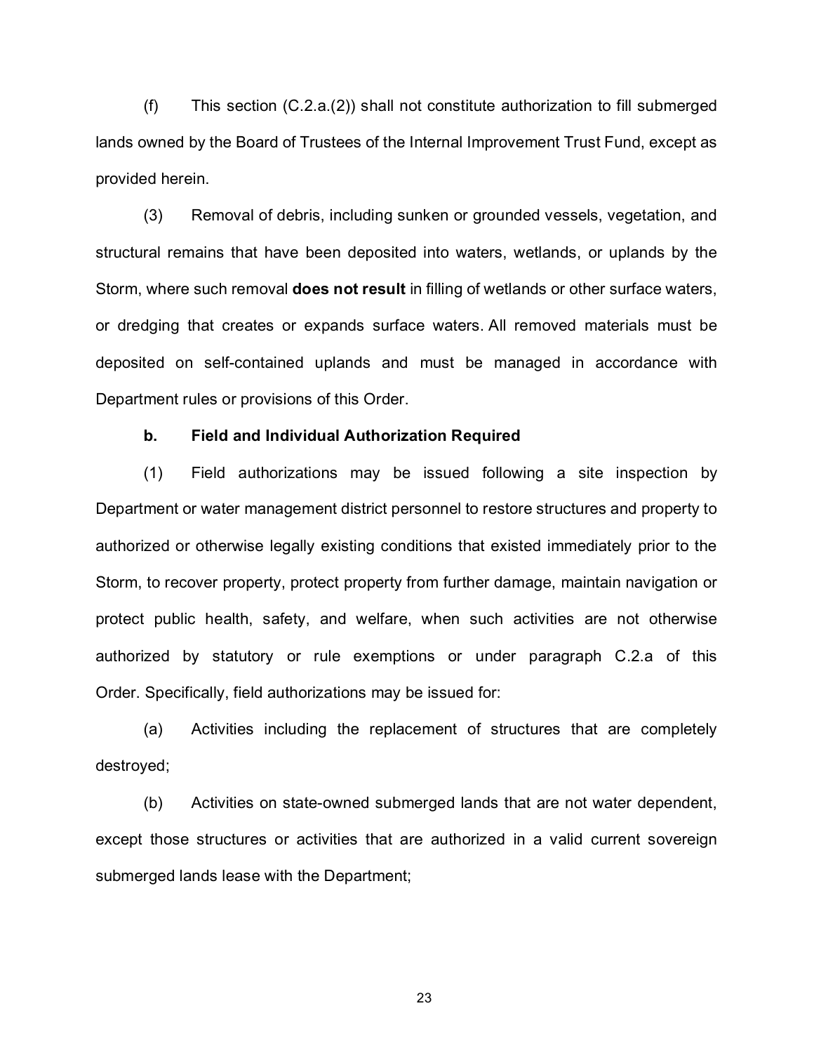(f) This section (C.2.a.(2)) shall not constitute authorization to fill submerged lands owned by the Board of Trustees of the Internal Improvement Trust Fund, except as provided herein.

(3) Removal of debris, including sunken or grounded vessels, vegetation, and structural remains that have been deposited into waters, wetlands, or uplands by the Storm, where such removal **does not result** in filling of wetlands or other surface waters, or dredging that creates or expands surface waters. All removed materials must be deposited on self-contained uplands and must be managed in accordance with Department rules or provisions of this Order.

**b. Field and Individual Authorization Required**

(1) Field authorizations may be issued following a site inspection by Department or water management district personnel to restore structures and property to authorized or otherwise legally existing conditions that existed immediately prior to the Storm, to recover property, protect property from further damage, maintain navigation or protect public health, safety, and welfare, when such activities are not otherwise authorized by statutory or rule exemptions or under paragraph C.2.a of this Order. Specifically, field authorizations may be issued for:

(a) Activities including the replacement of structures that are completely destroyed;

(b) Activities on state-owned submerged lands that are not water dependent, except those structures or activities that are authorized in a valid current sovereign submerged lands lease with the Department;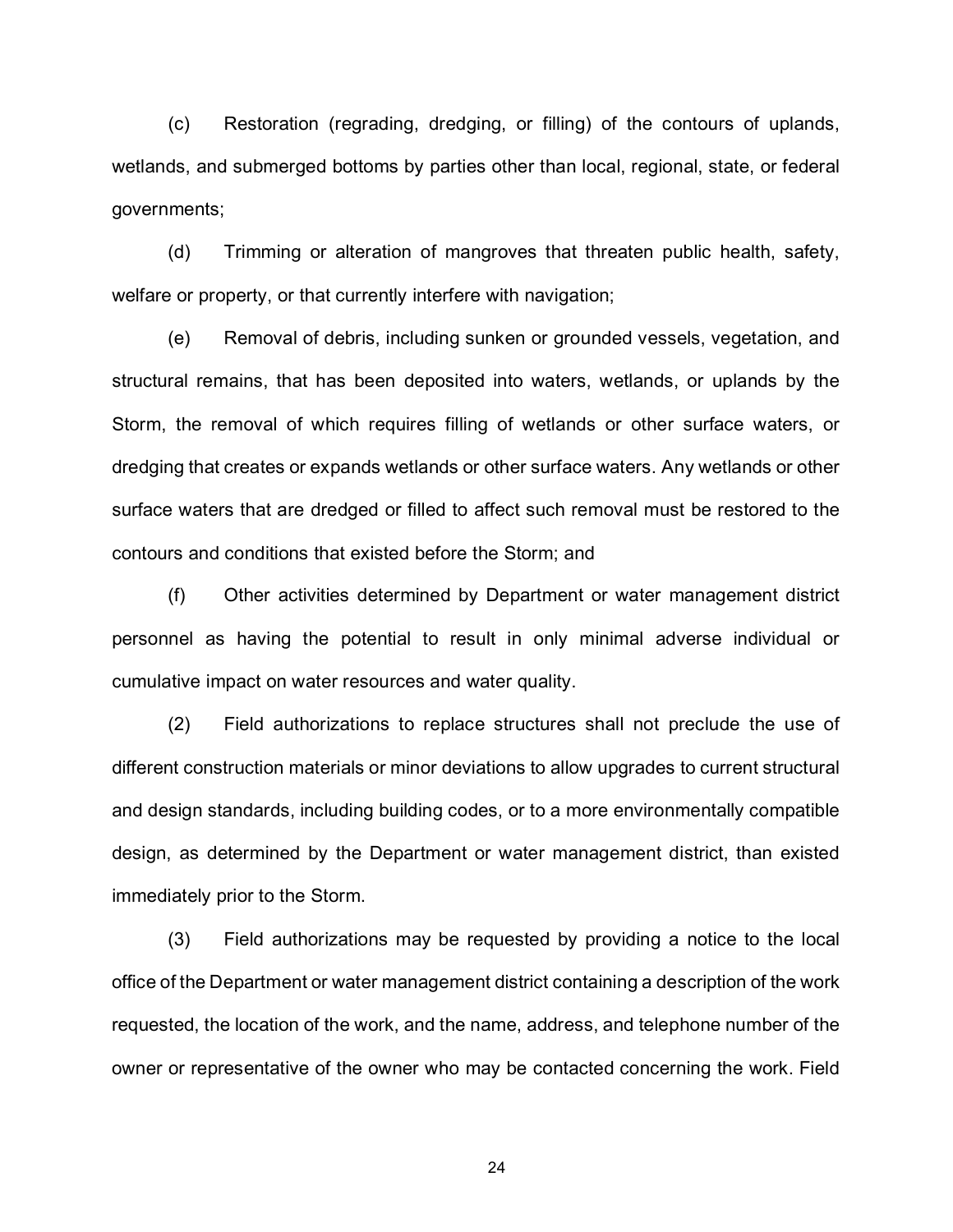(c) Restoration (regrading, dredging, or filling) of the contours of uplands, wetlands, and submerged bottoms by parties other than local, regional, state, or federal governments;

(d) Trimming or alteration of mangroves that threaten public health, safety, welfare or property, or that currently interfere with navigation;

(e) Removal of debris, including sunken or grounded vessels, vegetation, and structural remains, that has been deposited into waters, wetlands, or uplands by the Storm, the removal of which requires filling of wetlands or other surface waters, or dredging that creates or expands wetlands or other surface waters. Any wetlands or other surface waters that are dredged or filled to affect such removal must be restored to the contours and conditions that existed before the Storm; and

(f) Other activities determined by Department or water management district personnel as having the potential to result in only minimal adverse individual or cumulative impact on water resources and water quality.

(2) Field authorizations to replace structures shall not preclude the use of different construction materials or minor deviations to allow upgrades to current structural and design standards, including building codes, or to a more environmentally compatible design, as determined by the Department or water management district, than existed immediately prior to the Storm.

(3) Field authorizations may be requested by providing a notice to the local office of the Department or water management district containing a description of the work requested, the location of the work, and the name, address, and telephone number of the owner or representative of the owner who may be contacted concerning the work. Field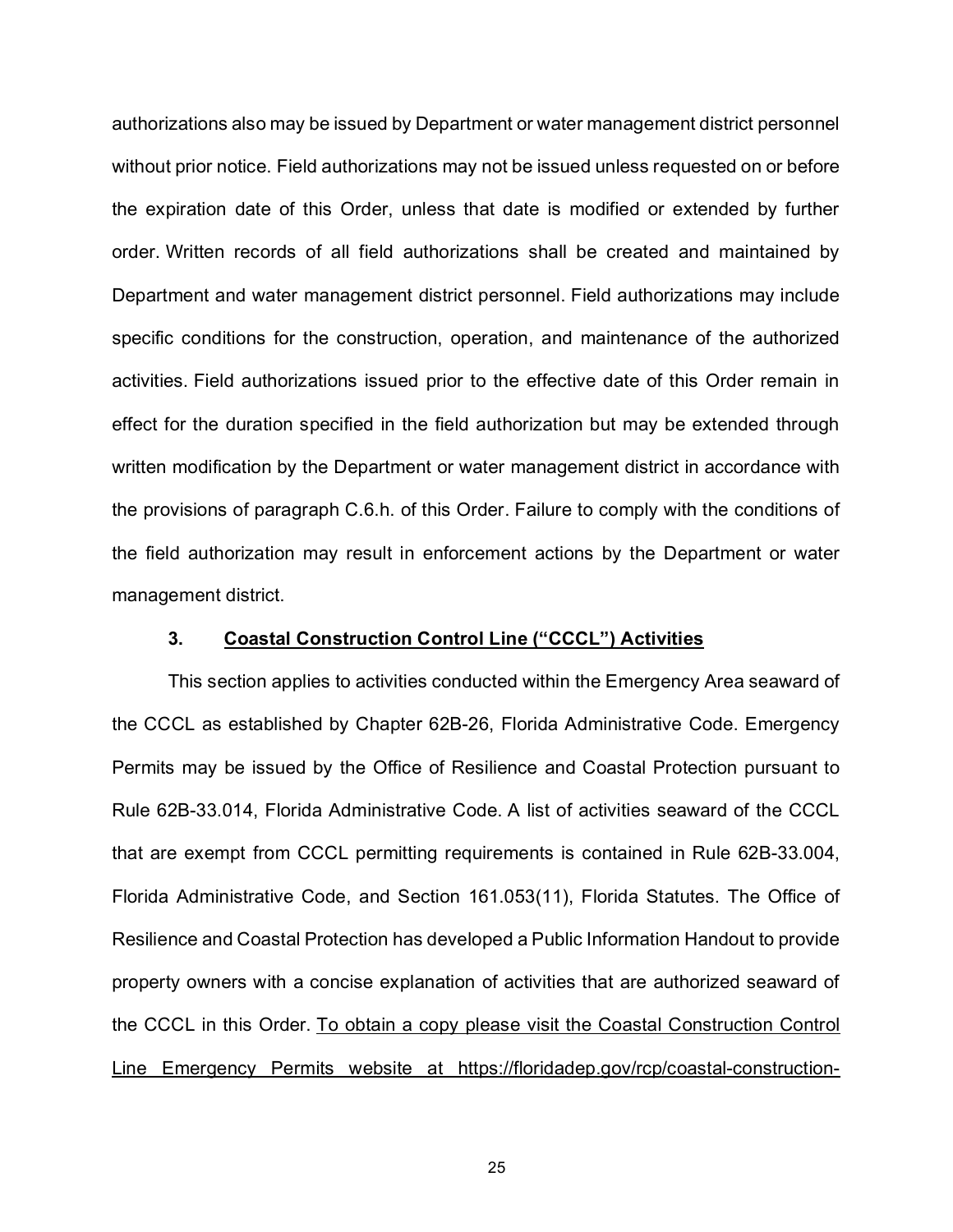authorizations also may be issued by Department or water management district personnel without prior notice. Field authorizations may not be issued unless requested on or before the expiration date of this Order, unless that date is modified or extended by further order. Written records of all field authorizations shall be created and maintained by Department and water management district personnel. Field authorizations may include specific conditions for the construction, operation, and maintenance of the authorized activities. Field authorizations issued prior to the effective date of this Order remain in effect for the duration specified in the field authorization but may be extended through written modification by the Department or water management district in accordance with the provisions of paragraph C.6.h. of this Order. Failure to comply with the conditions of the field authorization may result in enforcement actions by the Department or water management district.

### 3. Coastal Construction Control Line ("CCCL") Activities

This section applies to activities conducted within the Emergency Area seaward of the CCCL as established by Chapter 62B-26, Florida Administrative Code. Emergency Permits may be issued by the Office of Resilience and Coastal Protection pursuant to Rule 62B-33.014, Florida Administrative Code. A list of activities seaward of the CCCL that are exempt from CCCL permitting requirements is contained in Rule 62B-33.004, Florida Administrative Code, and Section 161.053(11), Florida Statutes. The Office of Resilience and Coastal Protection has developed a Public Information Handout to provide property owners with a concise explanation of activities that are authorized seaward of the CCCL in this Order. <u>To obtain a copy please visit the Coastal Construction Control Line Emergency Permits website at https://floridadep.gov/rcp/coastal-construction-</u>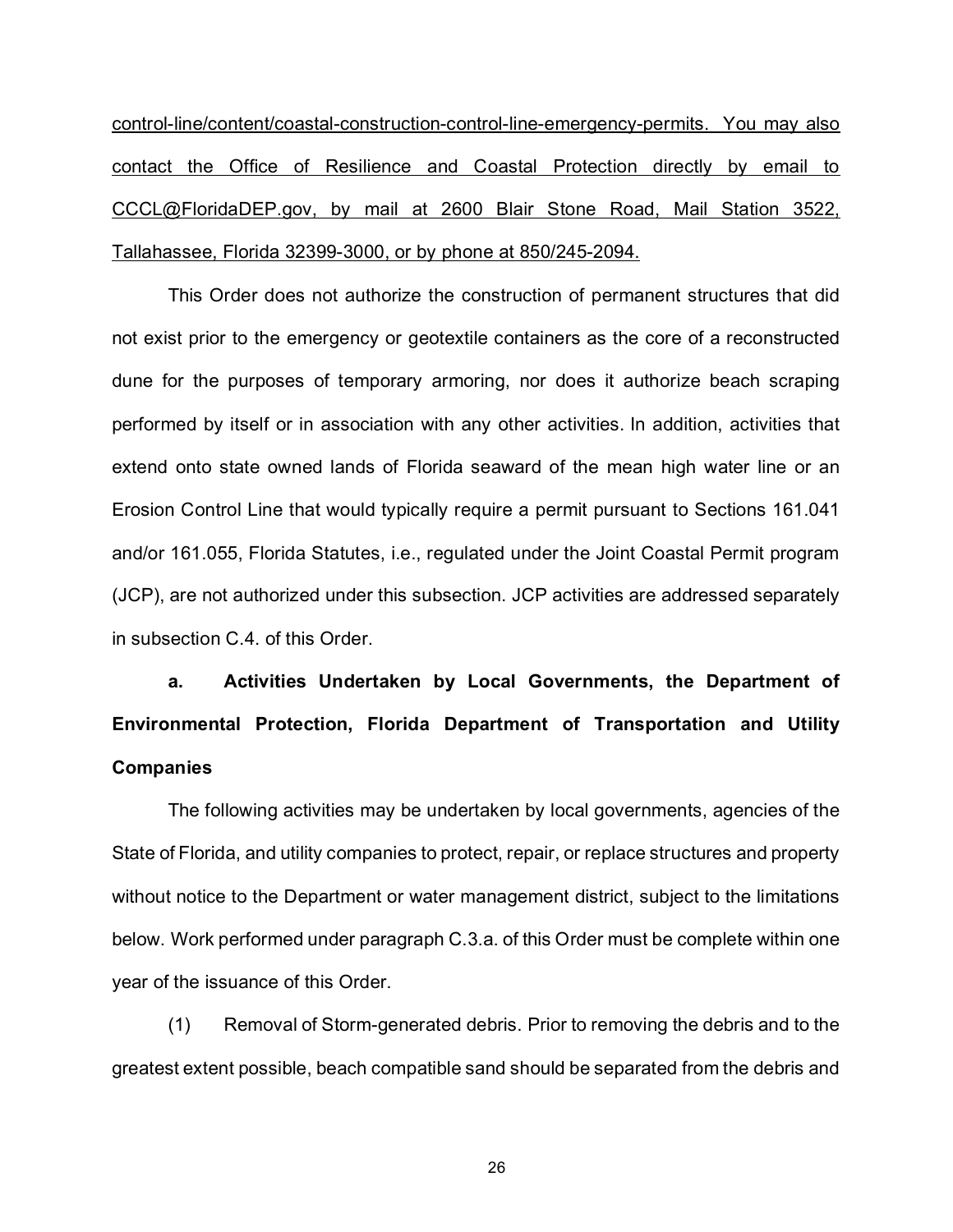control-line/content/coastal-construction-control-line-emergency-permits. You may also contact the Office of Resilience and Coastal Protection directly by email to CCCL@FloridaDEP.gov, by mail at 2600 Blair Stone Road, Mail Station 3522, Tallahassee, Florida 32399-3000, or by phone at 850/245-2094.

This Order does not authorize the construction of permanent structures that did not exist prior to the emergency or geotextile containers as the core of a reconstructed dune for the purposes of temporary armoring, nor does it authorize beach scraping performed by itself or in association with any other activities. In addition, activities that extend onto state owned lands of Florida seaward of the mean high water line or an Erosion Control Line that would typically require a permit pursuant to Sections 161.041 and/or 161.055, Florida Statutes, i.e., regulated under the Joint Coastal Permit program (JCP), are not authorized under this subsection. JCP activities are addressed separately in subsection C.4. of this Order.

**a. Activities Undertaken by Local Governments, the Department of Environmental Protection, Florida Department of Transportation and Utility Companies**

The following activities may be undertaken by local governments, agencies of the State of Florida, and utility companies to protect, repair, or replace structures and property without notice to the Department or water management district, subject to the limitations below. Work performed under paragraph C.3.a. of this Order must be complete within one year of the issuance of this Order.

(1) Removal of Storm-generated debris. Prior to removing the debris and to the greatest extent possible, beach compatible sand should be separated from the debris and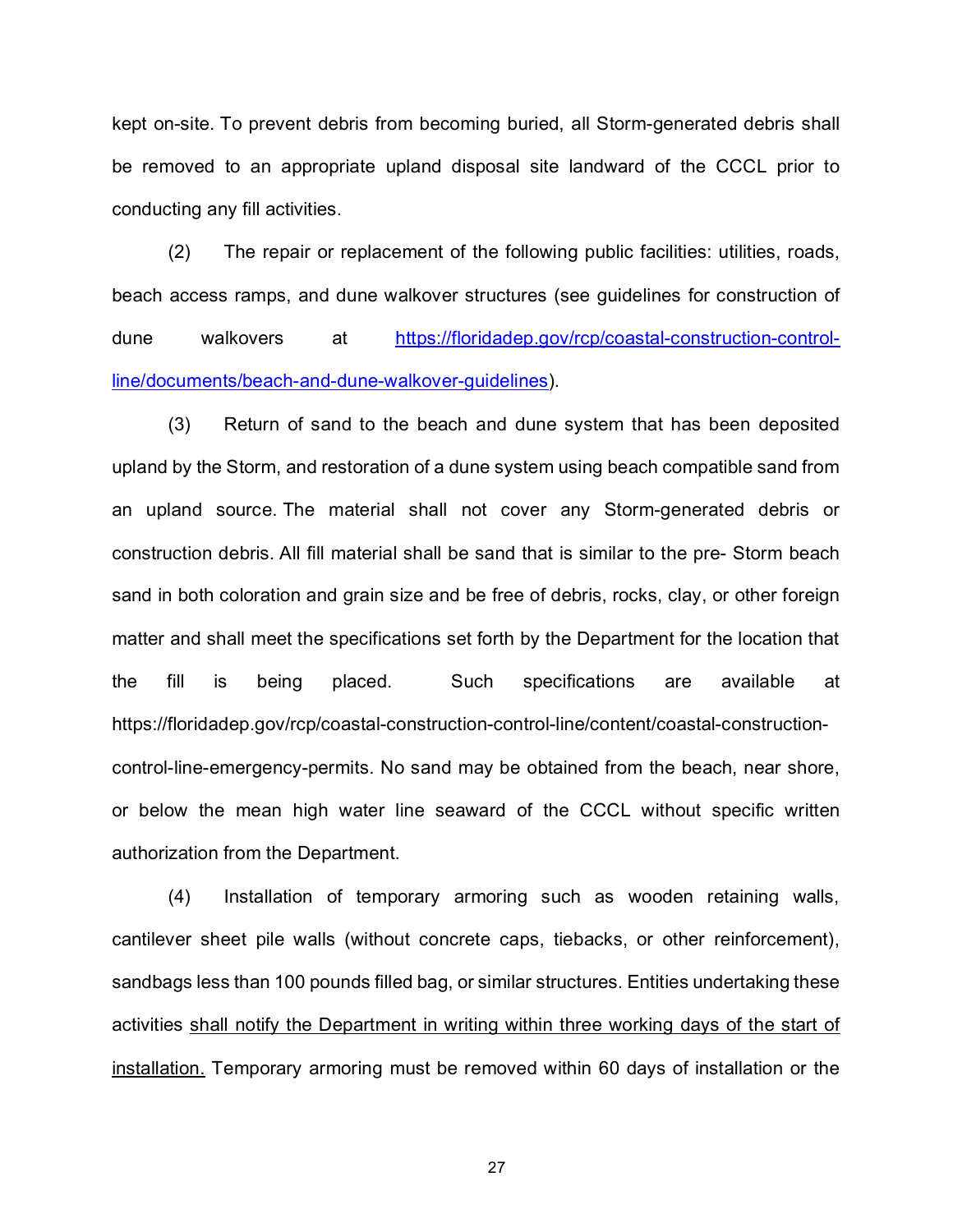kept on-site. To prevent debris from becoming buried, all Storm-generated debris shall be removed to an appropriate upland disposal site landward of the CCCL prior to conducting any fill activities.

(2) The repair or replacement of the following public facilities: utilities, roads, beach access ramps, and dune walkover structures (see guidelines for construction of dune walkovers at [https://floridadep.gov/rcp/coastal-construction-control-line/documents/beach-and-dune-walkover-guidelines](https://floridadep.gov/rcp/coastal-construction-control-line/documents/beach-and-dune-walkover-guidelines)).

(3) Return of sand to the beach and dune system that has been deposited upland by the Storm, and restoration of a dune system using beach compatible sand from an upland source. The material shall not cover any Storm-generated debris or construction debris. All fill material shall be sand that is similar to the pre- Storm beach sand in both coloration and grain size and be free of debris, rocks, clay, or other foreign matter and shall meet the specifications set forth by the Department for the location that the fill is being placed. Such specifications are available at https://floridadep.gov/rcp/coastal-construction-control-line/content/coastal-construction-control-line-emergency-permits. No sand may be obtained from the beach, near shore, or below the mean high water line seaward of the CCCL without specific written authorization from the Department.

(4) Installation of temporary armoring such as wooden retaining walls, cantilever sheet pile walls (without concrete caps, tiebacks, or other reinforcement), sandbags less than 100 pounds filled bag, or similar structures. Entities undertaking these activities <u>shall notify the Department in writing within three working days of the start of installation.</u> Temporary armoring must be removed within 60 days of installation or the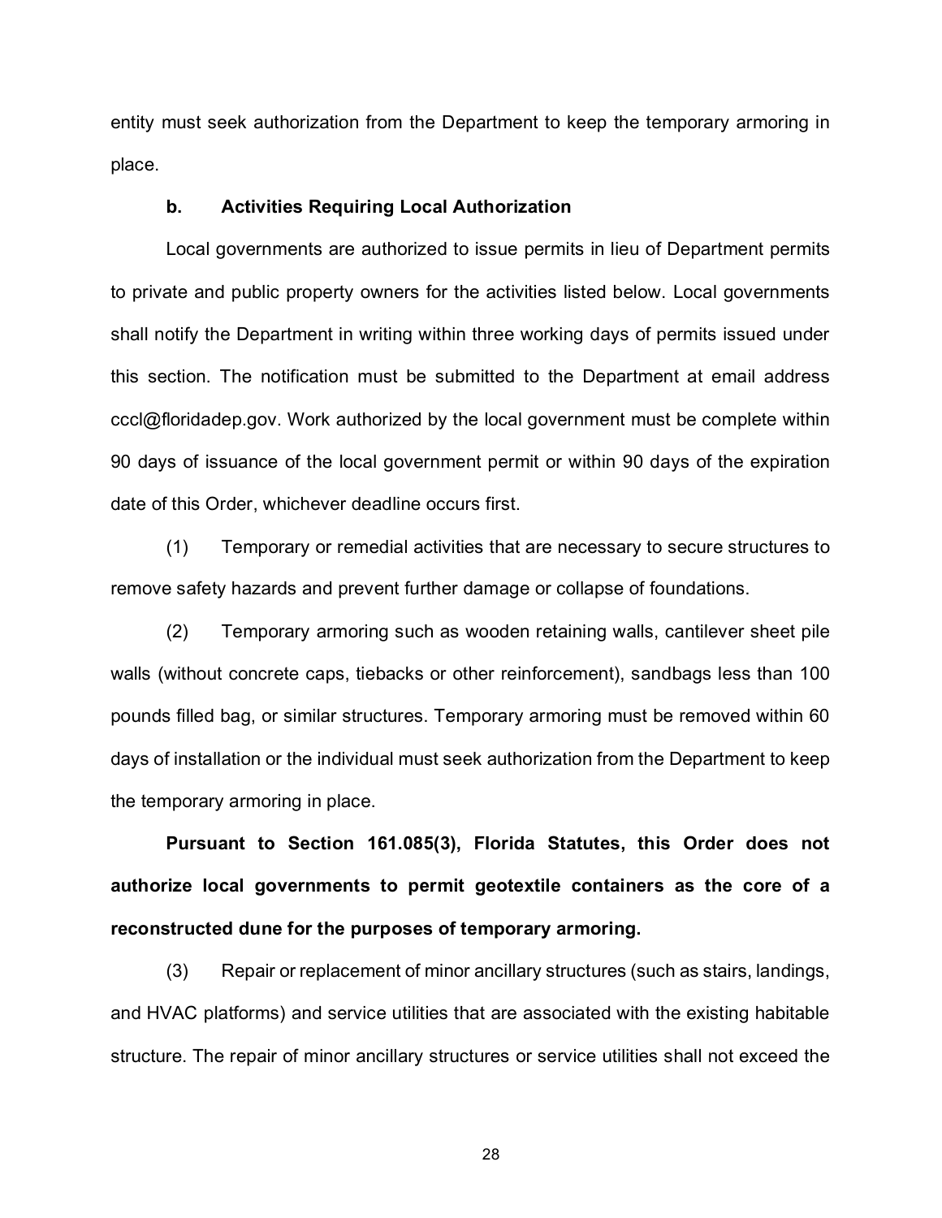entity must seek authorization from the Department to keep the temporary armoring in place.

**b. Activities Requiring Local Authorization**

Local governments are authorized to issue permits in lieu of Department permits to private and public property owners for the activities listed below. Local governments shall notify the Department in writing within three working days of permits issued under this section. The notification must be submitted to the Department at email address cccl@floridadep.gov. Work authorized by the local government must be complete within 90 days of issuance of the local government permit or within 90 days of the expiration date of this Order, whichever deadline occurs first.

(1) Temporary or remedial activities that are necessary to secure structures to remove safety hazards and prevent further damage or collapse of foundations.

(2) Temporary armoring such as wooden retaining walls, cantilever sheet pile walls (without concrete caps, tiebacks or other reinforcement), sandbags less than 100 pounds filled bag, or similar structures. Temporary armoring must be removed within 60 days of installation or the individual must seek authorization from the Department to keep the temporary armoring in place.

**Pursuant to Section 161.085(3), Florida Statutes, this Order does not authorize local governments to permit geotextile containers as the core of a reconstructed dune for the purposes of temporary armoring.**

(3) Repair or replacement of minor ancillary structures (such as stairs, landings, and HVAC platforms) and service utilities that are associated with the existing habitable structure. The repair of minor ancillary structures or service utilities shall not exceed the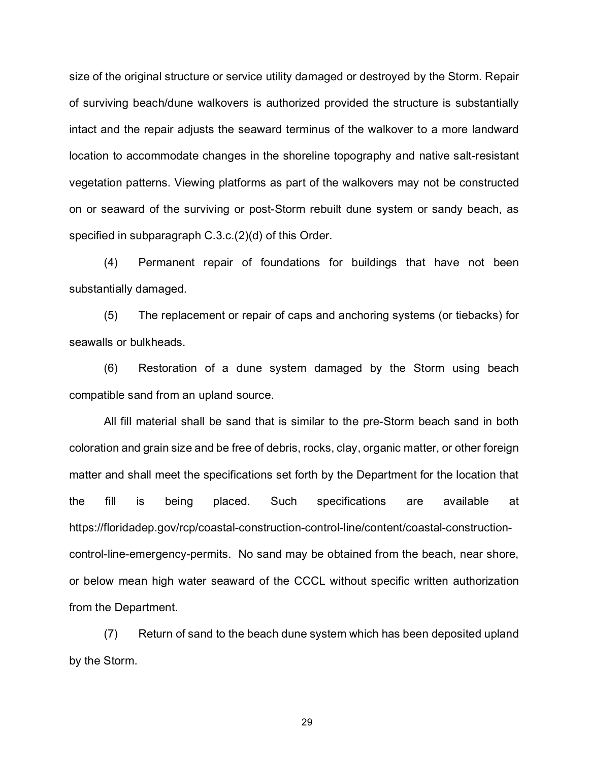size of the original structure or service utility damaged or destroyed by the Storm. Repair of surviving beach/dune walkovers is authorized provided the structure is substantially intact and the repair adjusts the seaward terminus of the walkover to a more landward location to accommodate changes in the shoreline topography and native salt-resistant vegetation patterns. Viewing platforms as part of the walkovers may not be constructed on or seaward of the surviving or post-Storm rebuilt dune system or sandy beach, as specified in subparagraph C.3.c.(2)(d) of this Order.

(4) Permanent repair of foundations for buildings that have not been substantially damaged.

(5) The replacement or repair of caps and anchoring systems (or tiebacks) for seawalls or bulkheads.

(6) Restoration of a dune system damaged by the Storm using beach compatible sand from an upland source.

All fill material shall be sand that is similar to the pre-Storm beach sand in both coloration and grain size and be free of debris, rocks, clay, organic matter, or other foreign matter and shall meet the specifications set forth by the Department for the location that the fill is being placed. Such specifications are available at https://floridadep.gov/rcp/coastal-construction-control-line/content/coastal-construction-control-line-emergency-permits. No sand may be obtained from the beach, near shore, or below mean high water seaward of the CCCL without specific written authorization from the Department.

(7) Return of sand to the beach dune system which has been deposited upland by the Storm.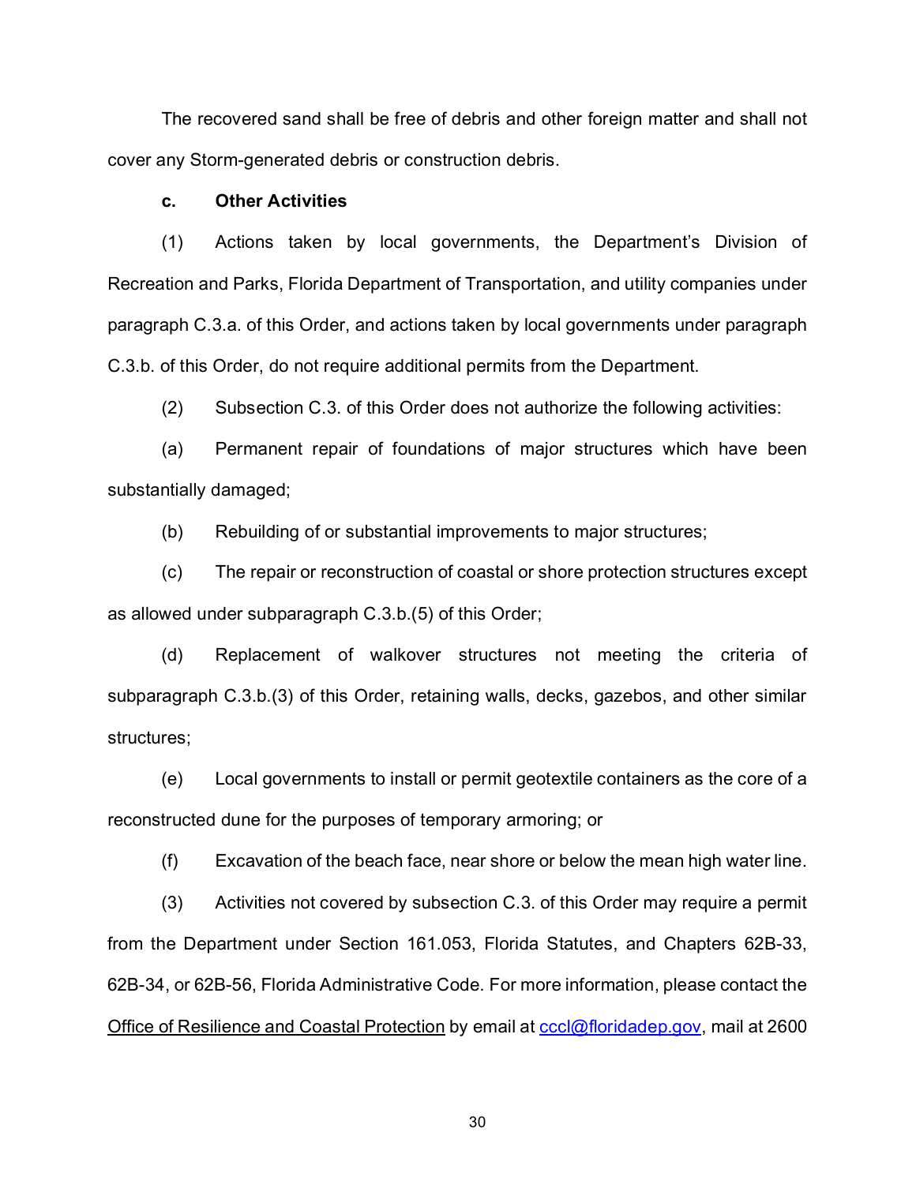The recovered sand shall be free of debris and other foreign matter and shall not cover any Storm-generated debris or construction debris.

**c. Other Activities**

(1) Actions taken by local governments, the Department's Division of Recreation and Parks, Florida Department of Transportation, and utility companies under paragraph C.3.a. of this Order, and actions taken by local governments under paragraph C.3.b. of this Order, do not require additional permits from the Department.

(2) Subsection C.3. of this Order does not authorize the following activities:

(a) Permanent repair of foundations of major structures which have been substantially damaged;

(b) Rebuilding of or substantial improvements to major structures;

(c) The repair or reconstruction of coastal or shore protection structures except as allowed under subparagraph C.3.b.(5) of this Order;

(d) Replacement of walkover structures not meeting the criteria of subparagraph C.3.b.(3) of this Order, retaining walls, decks, gazebos, and other similar structures;

(e) Local governments to install or permit geotextile containers as the core of a reconstructed dune for the purposes of temporary armoring; or

(f) Excavation of the beach face, near shore or below the mean high water line.

(3) Activities not covered by subsection C.3. of this Order may require a permit from the Department under Section 161.053, Florida Statutes, and Chapters 62B-33, 62B-34, or 62B-56, Florida Administrative Code. For more information, please contact the Office of Resilience and Coastal Protection by email at cccl@floridadep.gov, mail at 2600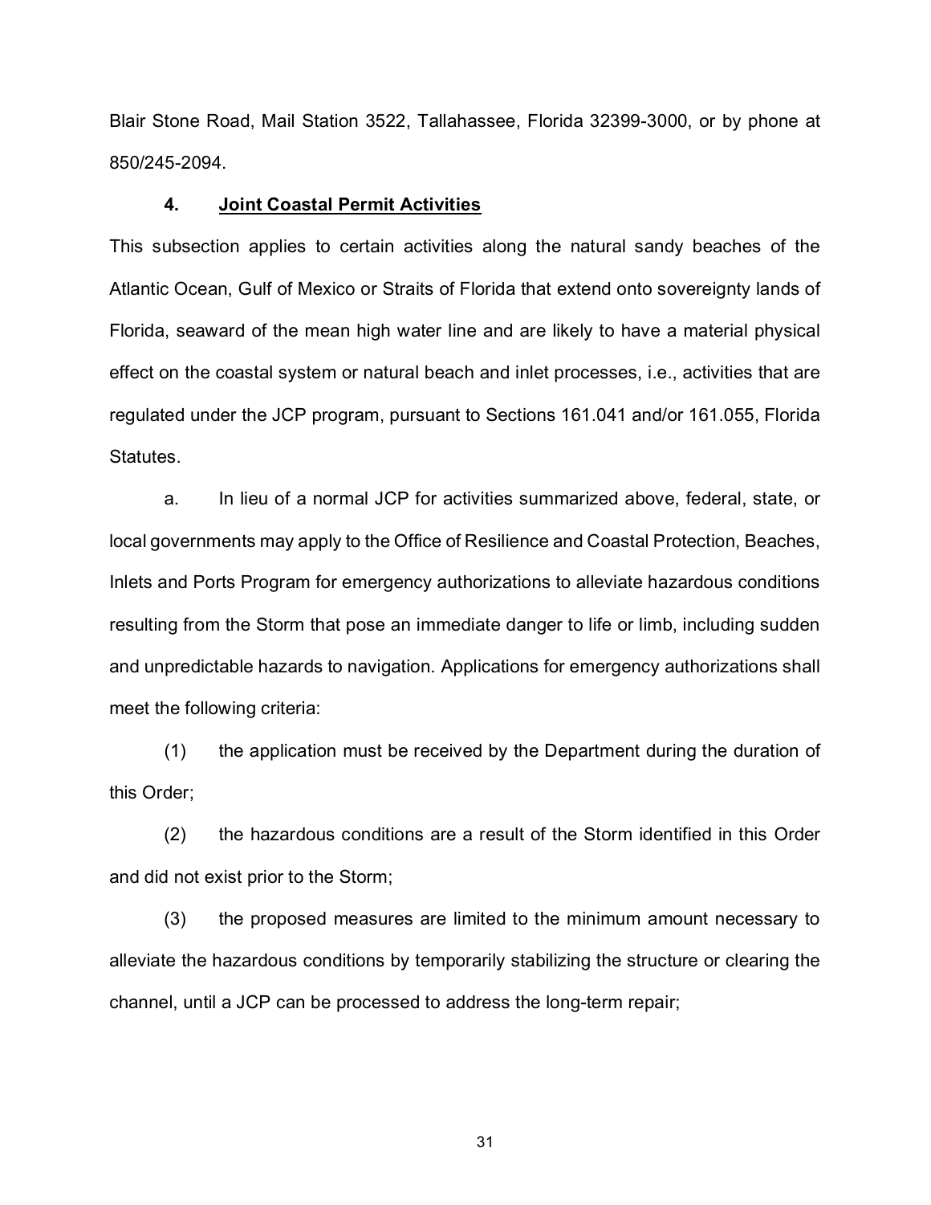Blair Stone Road, Mail Station 3522, Tallahassee, Florida 32399-3000, or by phone at 850/245-2094.

### 4. <u>Joint Coastal Permit Activities</u>

This subsection applies to certain activities along the natural sandy beaches of the Atlantic Ocean, Gulf of Mexico or Straits of Florida that extend onto sovereignty lands of Florida, seaward of the mean high water line and are likely to have a material physical effect on the coastal system or natural beach and inlet processes, i.e., activities that are regulated under the JCP program, pursuant to Sections 161.041 and/or 161.055, Florida Statutes.

a. In lieu of a normal JCP for activities summarized above, federal, state, or local governments may apply to the Office of Resilience and Coastal Protection, Beaches, Inlets and Ports Program for emergency authorizations to alleviate hazardous conditions resulting from the Storm that pose an immediate danger to life or limb, including sudden and unpredictable hazards to navigation. Applications for emergency authorizations shall meet the following criteria:

(1) the application must be received by the Department during the duration of this Order;

(2) the hazardous conditions are a result of the Storm identified in this Order and did not exist prior to the Storm;

(3) the proposed measures are limited to the minimum amount necessary to alleviate the hazardous conditions by temporarily stabilizing the structure or clearing the channel, until a JCP can be processed to address the long-term repair;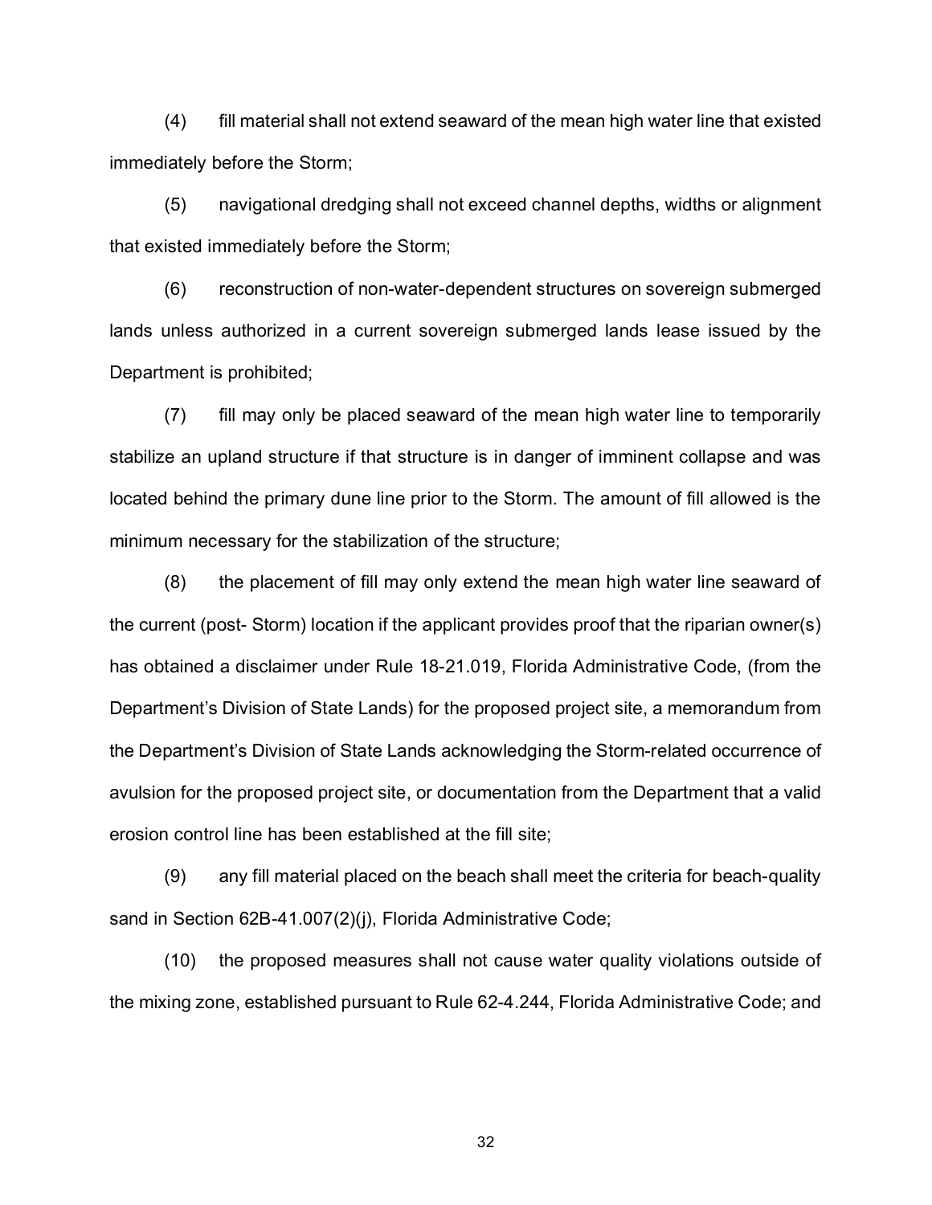(4) fill material shall not extend seaward of the mean high water line that existed immediately before the Storm;

(5) navigational dredging shall not exceed channel depths, widths or alignment that existed immediately before the Storm;

(6) reconstruction of non-water-dependent structures on sovereign submerged lands unless authorized in a current sovereign submerged lands lease issued by the Department is prohibited;

(7) fill may only be placed seaward of the mean high water line to temporarily stabilize an upland structure if that structure is in danger of imminent collapse and was located behind the primary dune line prior to the Storm. The amount of fill allowed is the minimum necessary for the stabilization of the structure;

(8) the placement of fill may only extend the mean high water line seaward of the current (post- Storm) location if the applicant provides proof that the riparian owner(s) has obtained a disclaimer under Rule 18-21.019, Florida Administrative Code, (from the Department's Division of State Lands) for the proposed project site, a memorandum from the Department's Division of State Lands acknowledging the Storm-related occurrence of avulsion for the proposed project site, or documentation from the Department that a valid erosion control line has been established at the fill site;

(9) any fill material placed on the beach shall meet the criteria for beach-quality sand in Section 62B-41.007(2)(j), Florida Administrative Code;

(10) the proposed measures shall not cause water quality violations outside of the mixing zone, established pursuant to Rule 62-4.244, Florida Administrative Code; and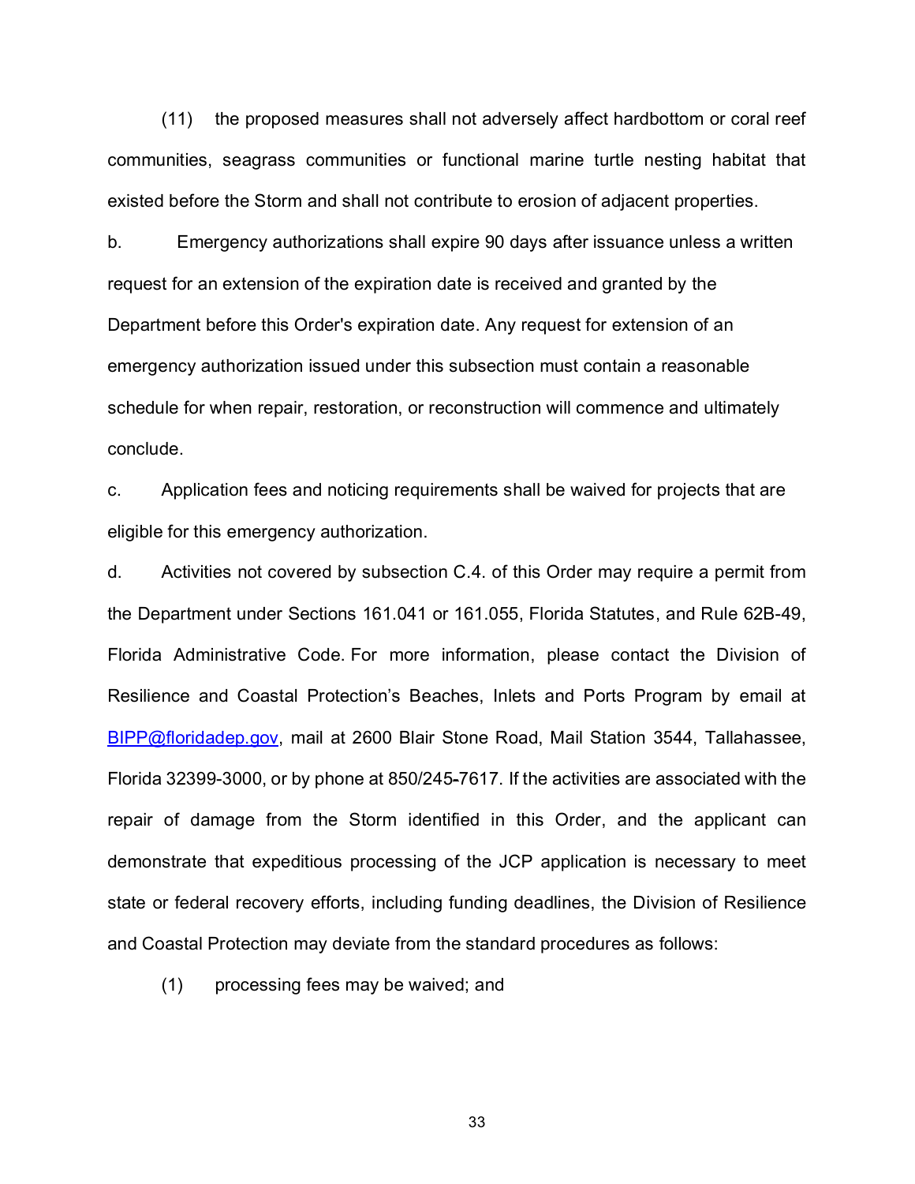(11) the proposed measures shall not adversely affect hardbottom or coral reef communities, seagrass communities or functional marine turtle nesting habitat that existed before the Storm and shall not contribute to erosion of adjacent properties.

b. Emergency authorizations shall expire 90 days after issuance unless a written request for an extension of the expiration date is received and granted by the Department before this Order's expiration date. Any request for extension of an emergency authorization issued under this subsection must contain a reasonable schedule for when repair, restoration, or reconstruction will commence and ultimately conclude.

c. Application fees and noticing requirements shall be waived for projects that are eligible for this emergency authorization.

d. Activities not covered by subsection C.4. of this Order may require a permit from the Department under Sections 161.041 or 161.055, Florida Statutes, and Rule 62B-49, Florida Administrative Code. For more information, please contact the Division of Resilience and Coastal Protection's Beaches, Inlets and Ports Program by email at BIPP@floridadep.gov, mail at 2600 Blair Stone Road, Mail Station 3544, Tallahassee, Florida 32399-3000, or by phone at 850/245-7617. If the activities are associated with the repair of damage from the Storm identified in this Order, and the applicant can demonstrate that expeditious processing of the JCP application is necessary to meet state or federal recovery efforts, including funding deadlines, the Division of Resilience and Coastal Protection may deviate from the standard procedures as follows:

(1) processing fees may be waived; and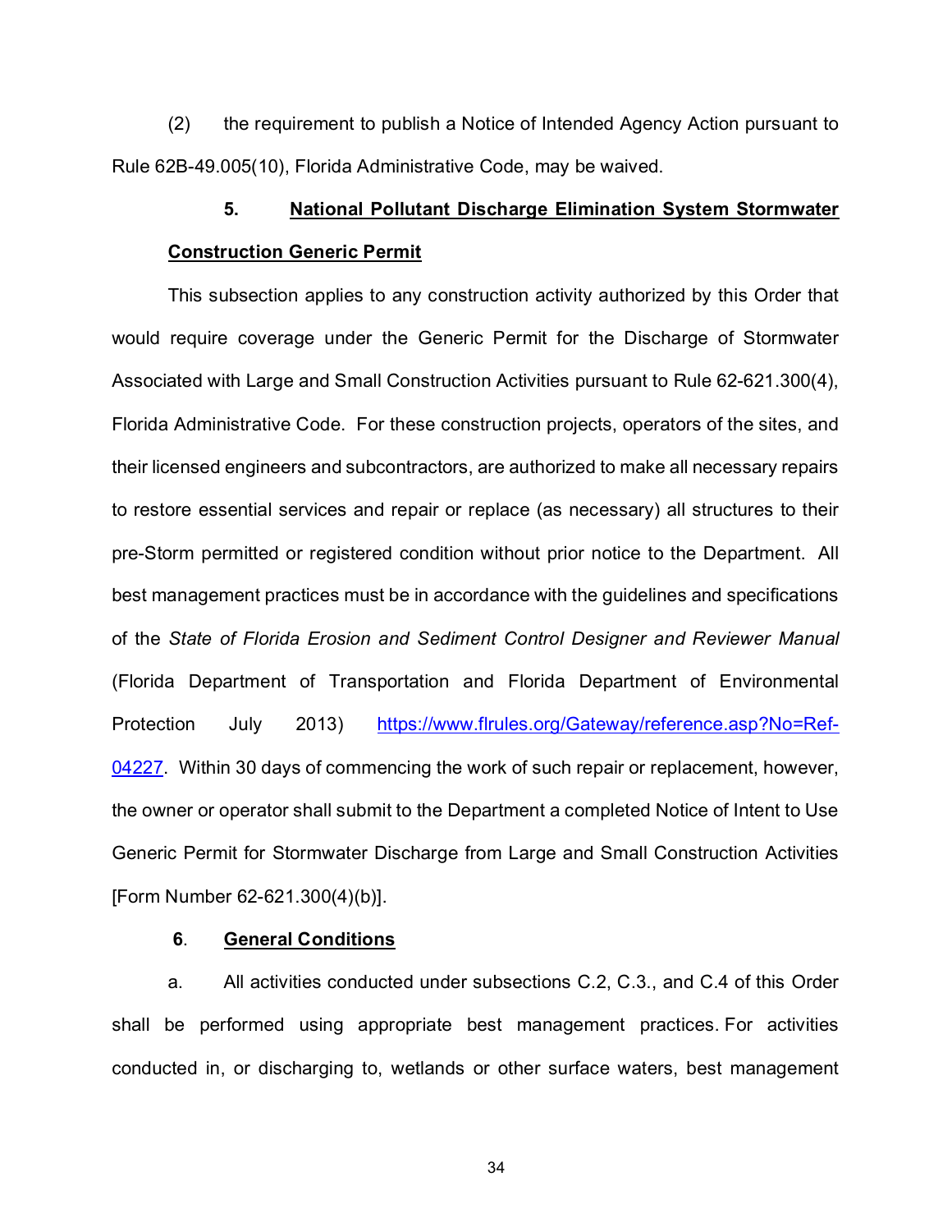(2) the requirement to publish a Notice of Intended Agency Action pursuant to Rule 62B-49.005(10), Florida Administrative Code, may be waived.

**5. National Pollutant Discharge Elimination System Stormwater Construction Generic Permit**

This subsection applies to any construction activity authorized by this Order that would require coverage under the Generic Permit for the Discharge of Stormwater Associated with Large and Small Construction Activities pursuant to Rule 62-621.300(4), Florida Administrative Code. For these construction projects, operators of the sites, and their licensed engineers and subcontractors, are authorized to make all necessary repairs to restore essential services and repair or replace (as necessary) all structures to their pre-Storm permitted or registered condition without prior notice to the Department. All best management practices must be in accordance with the guidelines and specifications of the *State of Florida Erosion and Sediment Control Designer and Reviewer Manual* (Florida Department of Transportation and Florida Department of Environmental Protection July 2013) [https://www.flrules.org/Gateway/reference.asp?No=Ref-04227](https://www.flrules.org/Gateway/reference.asp?No=Ref-04227). Within 30 days of commencing the work of such repair or replacement, however, the owner or operator shall submit to the Department a completed Notice of Intent to Use Generic Permit for Stormwater Discharge from Large and Small Construction Activities [Form Number 62-621.300(4)(b)].

**6. General Conditions**

a. All activities conducted under subsections C.2, C.3., and C.4 of this Order shall be performed using appropriate best management practices. For activities conducted in, or discharging to, wetlands or other surface waters, best management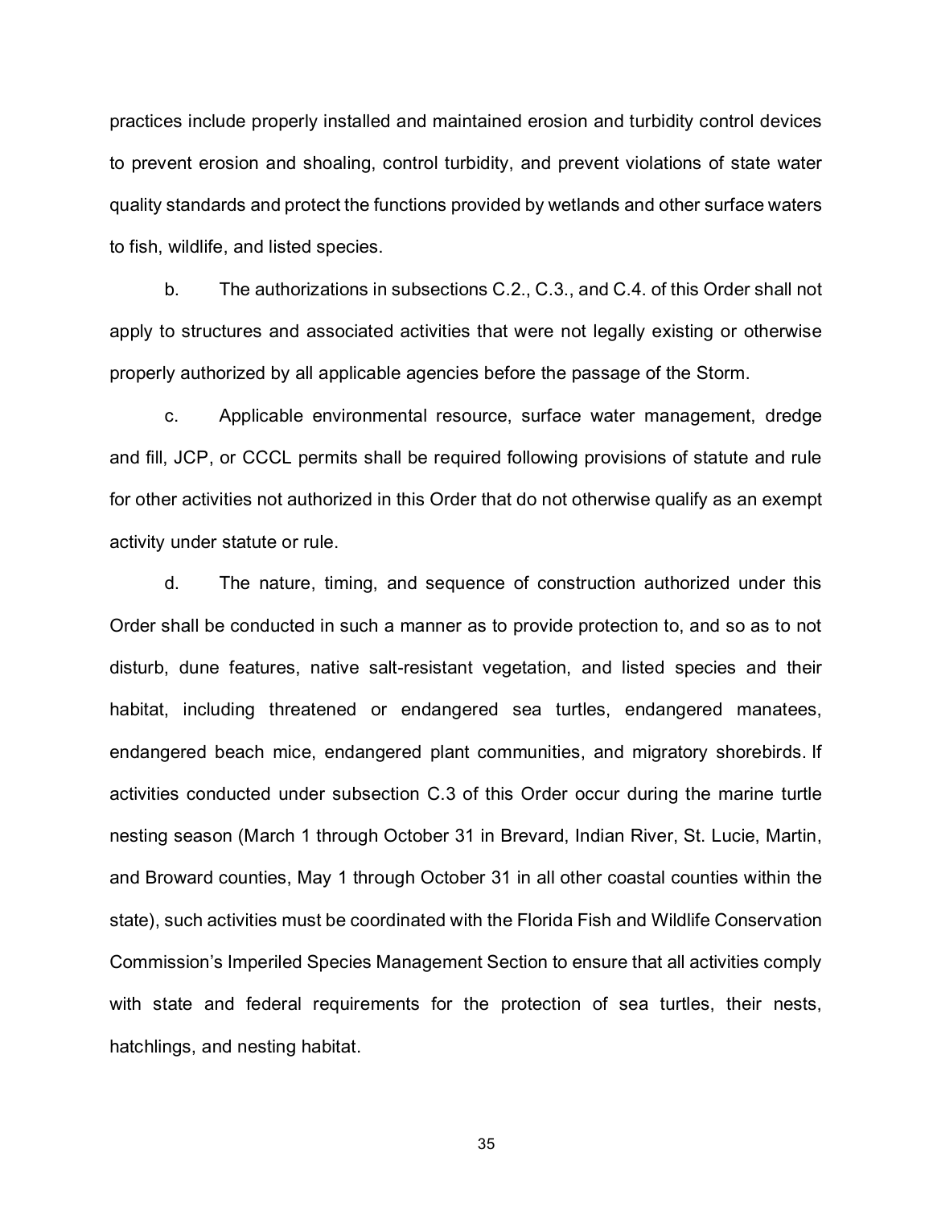practices include properly installed and maintained erosion and turbidity control devices to prevent erosion and shoaling, control turbidity, and prevent violations of state water quality standards and protect the functions provided by wetlands and other surface waters to fish, wildlife, and listed species.

b. The authorizations in subsections C.2., C.3., and C.4. of this Order shall not apply to structures and associated activities that were not legally existing or otherwise properly authorized by all applicable agencies before the passage of the Storm.

c. Applicable environmental resource, surface water management, dredge and fill, JCP, or CCCL permits shall be required following provisions of statute and rule for other activities not authorized in this Order that do not otherwise qualify as an exempt activity under statute or rule.

d. The nature, timing, and sequence of construction authorized under this Order shall be conducted in such a manner as to provide protection to, and so as to not disturb, dune features, native salt-resistant vegetation, and listed species and their habitat, including threatened or endangered sea turtles, endangered manatees, endangered beach mice, endangered plant communities, and migratory shorebirds. If activities conducted under subsection C.3 of this Order occur during the marine turtle nesting season (March 1 through October 31 in Brevard, Indian River, St. Lucie, Martin, and Broward counties, May 1 through October 31 in all other coastal counties within the state), such activities must be coordinated with the Florida Fish and Wildlife Conservation Commission's Imperiled Species Management Section to ensure that all activities comply with state and federal requirements for the protection of sea turtles, their nests, hatchlings, and nesting habitat.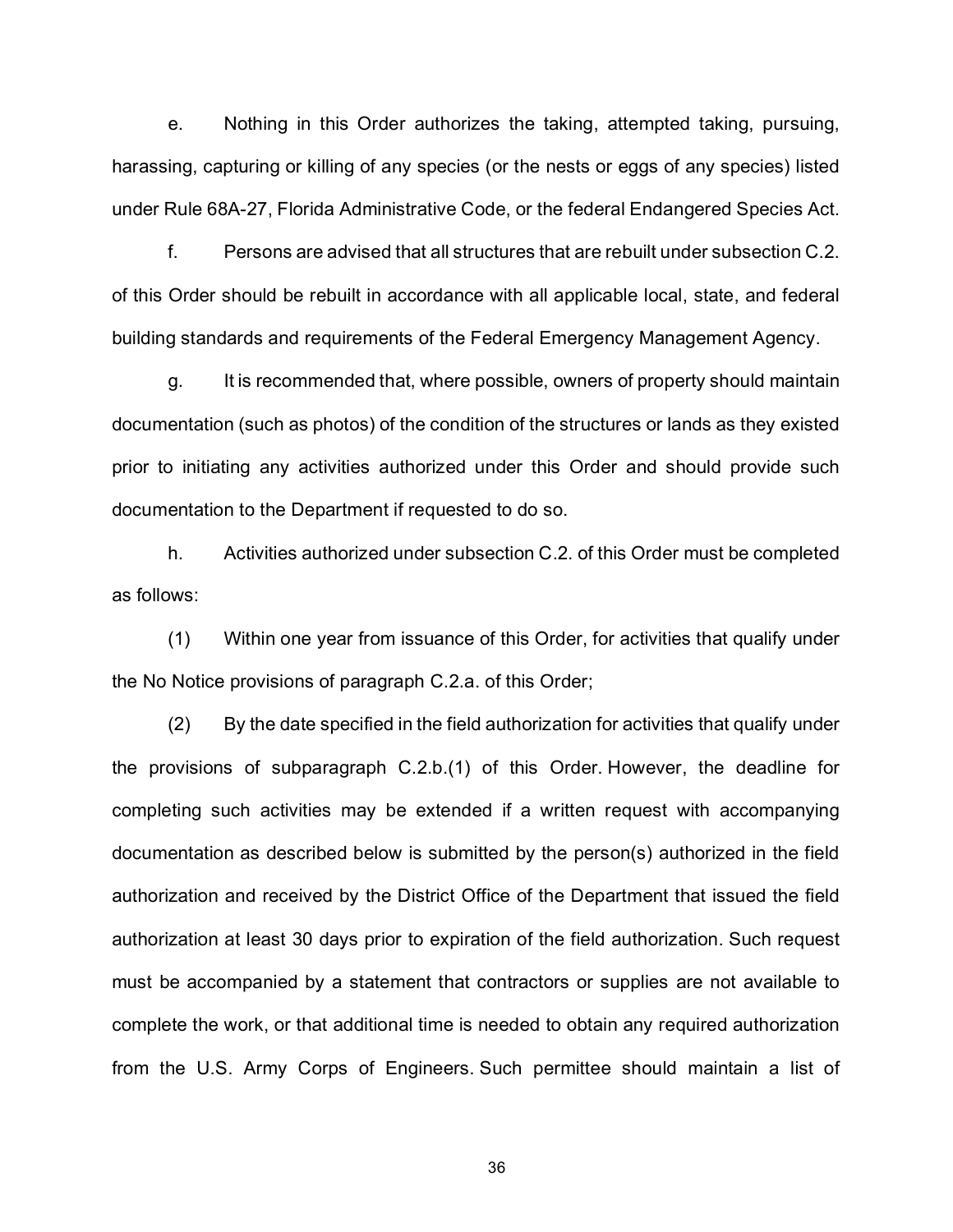e. Nothing in this Order authorizes the taking, attempted taking, pursuing, harassing, capturing or killing of any species (or the nests or eggs of any species) listed under Rule 68A-27, Florida Administrative Code, or the federal Endangered Species Act.

f. Persons are advised that all structures that are rebuilt under subsection C.2. of this Order should be rebuilt in accordance with all applicable local, state, and federal building standards and requirements of the Federal Emergency Management Agency.

g. It is recommended that, where possible, owners of property should maintain documentation (such as photos) of the condition of the structures or lands as they existed prior to initiating any activities authorized under this Order and should provide such documentation to the Department if requested to do so.

h. Activities authorized under subsection C.2. of this Order must be completed as follows:

(1) Within one year from issuance of this Order, for activities that qualify under the No Notice provisions of paragraph C.2.a. of this Order;

(2) By the date specified in the field authorization for activities that qualify under the provisions of subparagraph C.2.b.(1) of this Order. However, the deadline for completing such activities may be extended if a written request with accompanying documentation as described below is submitted by the person(s) authorized in the field authorization and received by the District Office of the Department that issued the field authorization at least 30 days prior to expiration of the field authorization. Such request must be accompanied by a statement that contractors or supplies are not available to complete the work, or that additional time is needed to obtain any required authorization from the U.S. Army Corps of Engineers. Such permittee should maintain a list of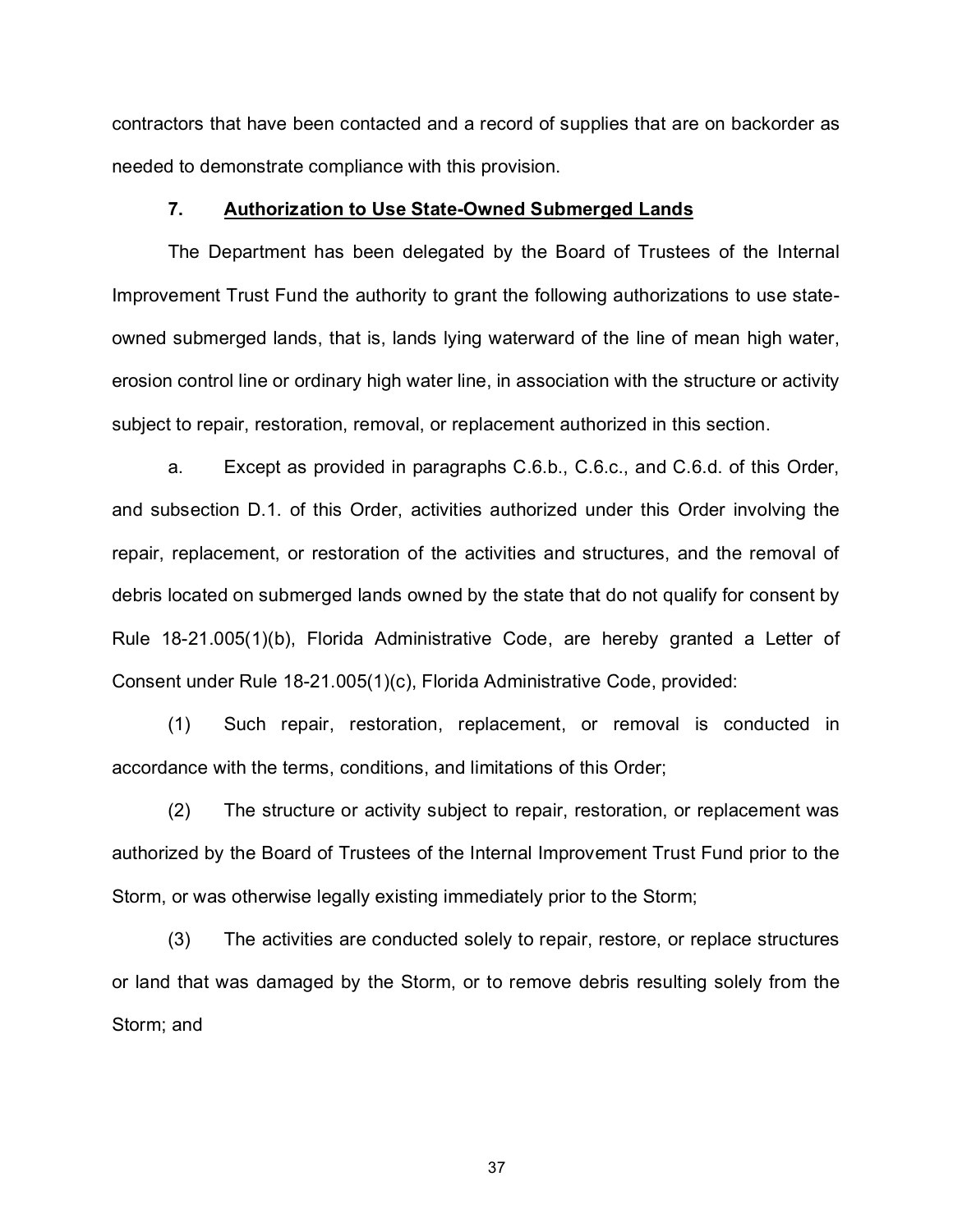contractors that have been contacted and a record of supplies that are on backorder as needed to demonstrate compliance with this provision.

### 7. Authorization to Use State-Owned Submerged Lands

The Department has been delegated by the Board of Trustees of the Internal Improvement Trust Fund the authority to grant the following authorizations to use state-owned submerged lands, that is, lands lying waterward of the line of mean high water, erosion control line or ordinary high water line, in association with the structure or activity subject to repair, restoration, removal, or replacement authorized in this section.

a. Except as provided in paragraphs C.6.b., C.6.c., and C.6.d. of this Order, and subsection D.1. of this Order, activities authorized under this Order involving the repair, replacement, or restoration of the activities and structures, and the removal of debris located on submerged lands owned by the state that do not qualify for consent by Rule 18-21.005(1)(b), Florida Administrative Code, are hereby granted a Letter of Consent under Rule 18-21.005(1)(c), Florida Administrative Code, provided:

(1) Such repair, restoration, replacement, or removal is conducted in accordance with the terms, conditions, and limitations of this Order;

(2) The structure or activity subject to repair, restoration, or replacement was authorized by the Board of Trustees of the Internal Improvement Trust Fund prior to the Storm, or was otherwise legally existing immediately prior to the Storm;

(3) The activities are conducted solely to repair, restore, or replace structures or land that was damaged by the Storm, or to remove debris resulting solely from the Storm; and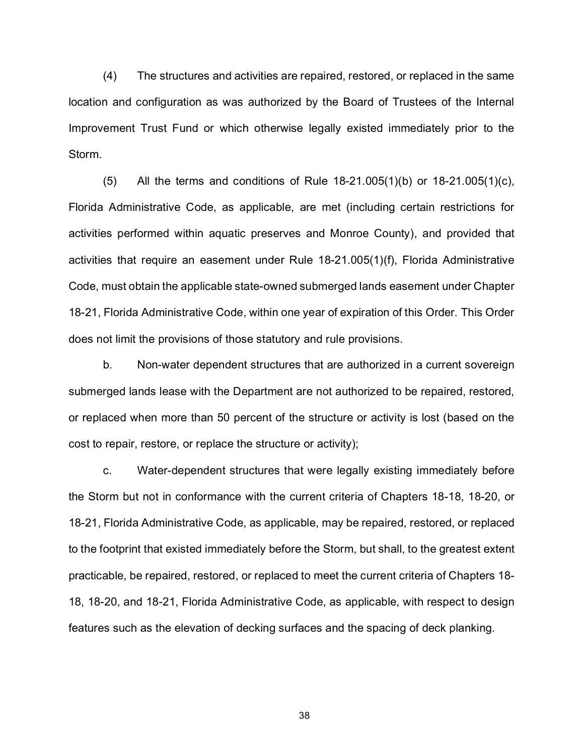(4) The structures and activities are repaired, restored, or replaced in the same location and configuration as was authorized by the Board of Trustees of the Internal Improvement Trust Fund or which otherwise legally existed immediately prior to the Storm.

(5) All the terms and conditions of Rule 18-21.005(1)(b) or 18-21.005(1)(c), Florida Administrative Code, as applicable, are met (including certain restrictions for activities performed within aquatic preserves and Monroe County), and provided that activities that require an easement under Rule 18-21.005(1)(f), Florida Administrative Code, must obtain the applicable state-owned submerged lands easement under Chapter 18-21, Florida Administrative Code, within one year of expiration of this Order. This Order does not limit the provisions of those statutory and rule provisions.

b. Non-water dependent structures that are authorized in a current sovereign submerged lands lease with the Department are not authorized to be repaired, restored, or replaced when more than 50 percent of the structure or activity is lost (based on the cost to repair, restore, or replace the structure or activity);

c. Water-dependent structures that were legally existing immediately before the Storm but not in conformance with the current criteria of Chapters 18-18, 18-20, or 18-21, Florida Administrative Code, as applicable, may be repaired, restored, or replaced to the footprint that existed immediately before the Storm, but shall, to the greatest extent practicable, be repaired, restored, or replaced to meet the current criteria of Chapters 18-18, 18-20, and 18-21, Florida Administrative Code, as applicable, with respect to design features such as the elevation of decking surfaces and the spacing of deck planking.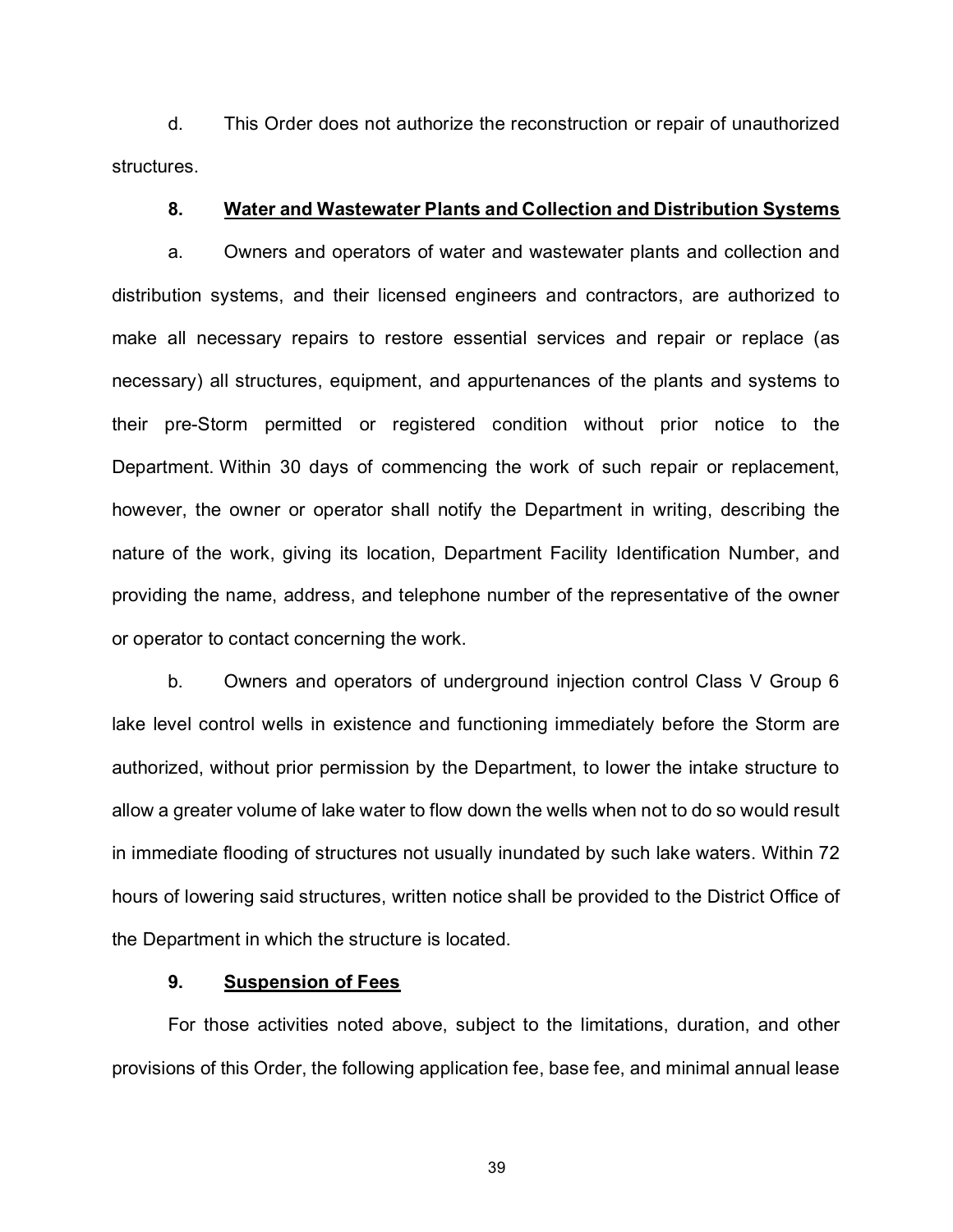d. This Order does not authorize the reconstruction or repair of unauthorized structures.

**8. Water and Wastewater Plants and Collection and Distribution Systems**

a. Owners and operators of water and wastewater plants and collection and distribution systems, and their licensed engineers and contractors, are authorized to make all necessary repairs to restore essential services and repair or replace (as necessary) all structures, equipment, and appurtenances of the plants and systems to their pre-Storm permitted or registered condition without prior notice to the Department. Within 30 days of commencing the work of such repair or replacement, however, the owner or operator shall notify the Department in writing, describing the nature of the work, giving its location, Department Facility Identification Number, and providing the name, address, and telephone number of the representative of the owner or operator to contact concerning the work.

b. Owners and operators of underground injection control Class V Group 6 lake level control wells in existence and functioning immediately before the Storm are authorized, without prior permission by the Department, to lower the intake structure to allow a greater volume of lake water to flow down the wells when not to do so would result in immediate flooding of structures not usually inundated by such lake waters. Within 72 hours of lowering said structures, written notice shall be provided to the District Office of the Department in which the structure is located.

**9. Suspension of Fees**

For those activities noted above, subject to the limitations, duration, and other provisions of this Order, the following application fee, base fee, and minimal annual lease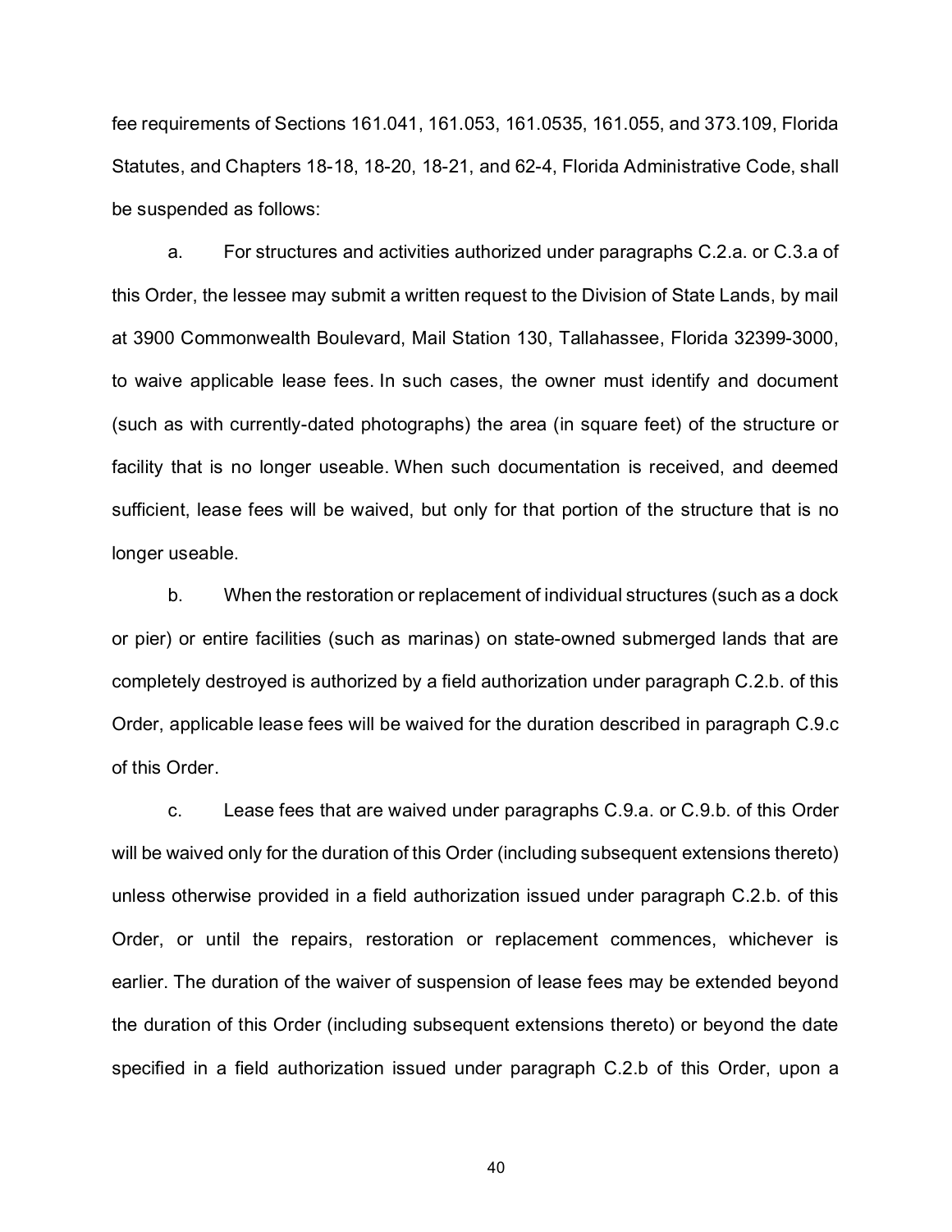fee requirements of Sections 161.041, 161.053, 161.0535, 161.055, and 373.109, Florida Statutes, and Chapters 18-18, 18-20, 18-21, and 62-4, Florida Administrative Code, shall be suspended as follows:

a. For structures and activities authorized under paragraphs C.2.a. or C.3.a of this Order, the lessee may submit a written request to the Division of State Lands, by mail at 3900 Commonwealth Boulevard, Mail Station 130, Tallahassee, Florida 32399-3000, to waive applicable lease fees. In such cases, the owner must identify and document (such as with currently-dated photographs) the area (in square feet) of the structure or facility that is no longer useable. When such documentation is received, and deemed sufficient, lease fees will be waived, but only for that portion of the structure that is no longer useable.

b. When the restoration or replacement of individual structures (such as a dock or pier) or entire facilities (such as marinas) on state-owned submerged lands that are completely destroyed is authorized by a field authorization under paragraph C.2.b. of this Order, applicable lease fees will be waived for the duration described in paragraph C.9.c of this Order.

c. Lease fees that are waived under paragraphs C.9.a. or C.9.b. of this Order will be waived only for the duration of this Order (including subsequent extensions thereto) unless otherwise provided in a field authorization issued under paragraph C.2.b. of this Order, or until the repairs, restoration or replacement commences, whichever is earlier. The duration of the waiver of suspension of lease fees may be extended beyond the duration of this Order (including subsequent extensions thereto) or beyond the date specified in a field authorization issued under paragraph C.2.b of this Order, upon a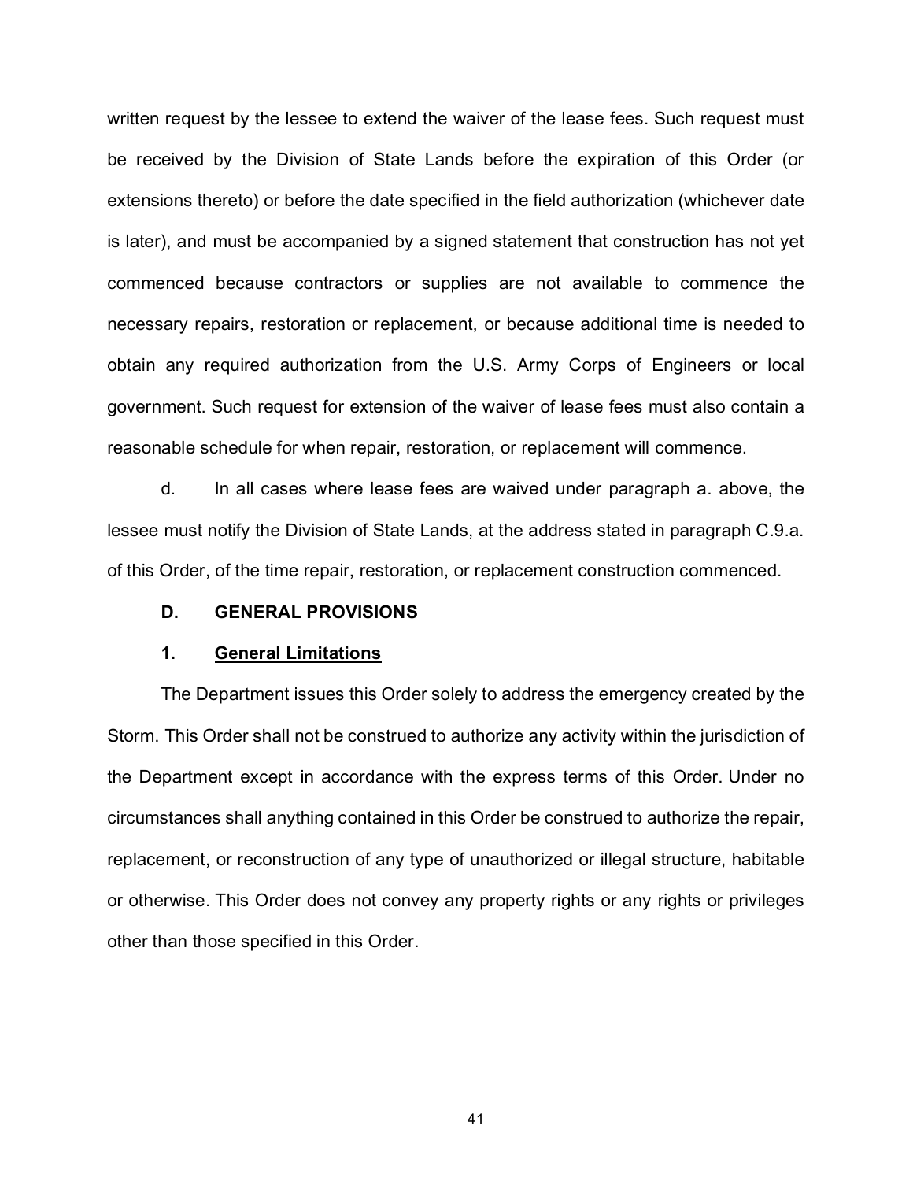written request by the lessee to extend the waiver of the lease fees. Such request must be received by the Division of State Lands before the expiration of this Order (or extensions thereto) or before the date specified in the field authorization (whichever date is later), and must be accompanied by a signed statement that construction has not yet commenced because contractors or supplies are not available to commence the necessary repairs, restoration or replacement, or because additional time is needed to obtain any required authorization from the U.S. Army Corps of Engineers or local government. Such request for extension of the waiver of lease fees must also contain a reasonable schedule for when repair, restoration, or replacement will commence.

d. In all cases where lease fees are waived under paragraph a. above, the lessee must notify the Division of State Lands, at the address stated in paragraph C.9.a. of this Order, of the time repair, restoration, or replacement construction commenced.

## D. GENERAL PROVISIONS

### 1. <u>General Limitations</u>

The Department issues this Order solely to address the emergency created by the Storm. This Order shall not be construed to authorize any activity within the jurisdiction of the Department except in accordance with the express terms of this Order. Under no circumstances shall anything contained in this Order be construed to authorize the repair, replacement, or reconstruction of any type of unauthorized or illegal structure, habitable or otherwise. This Order does not convey any property rights or any rights or privileges other than those specified in this Order.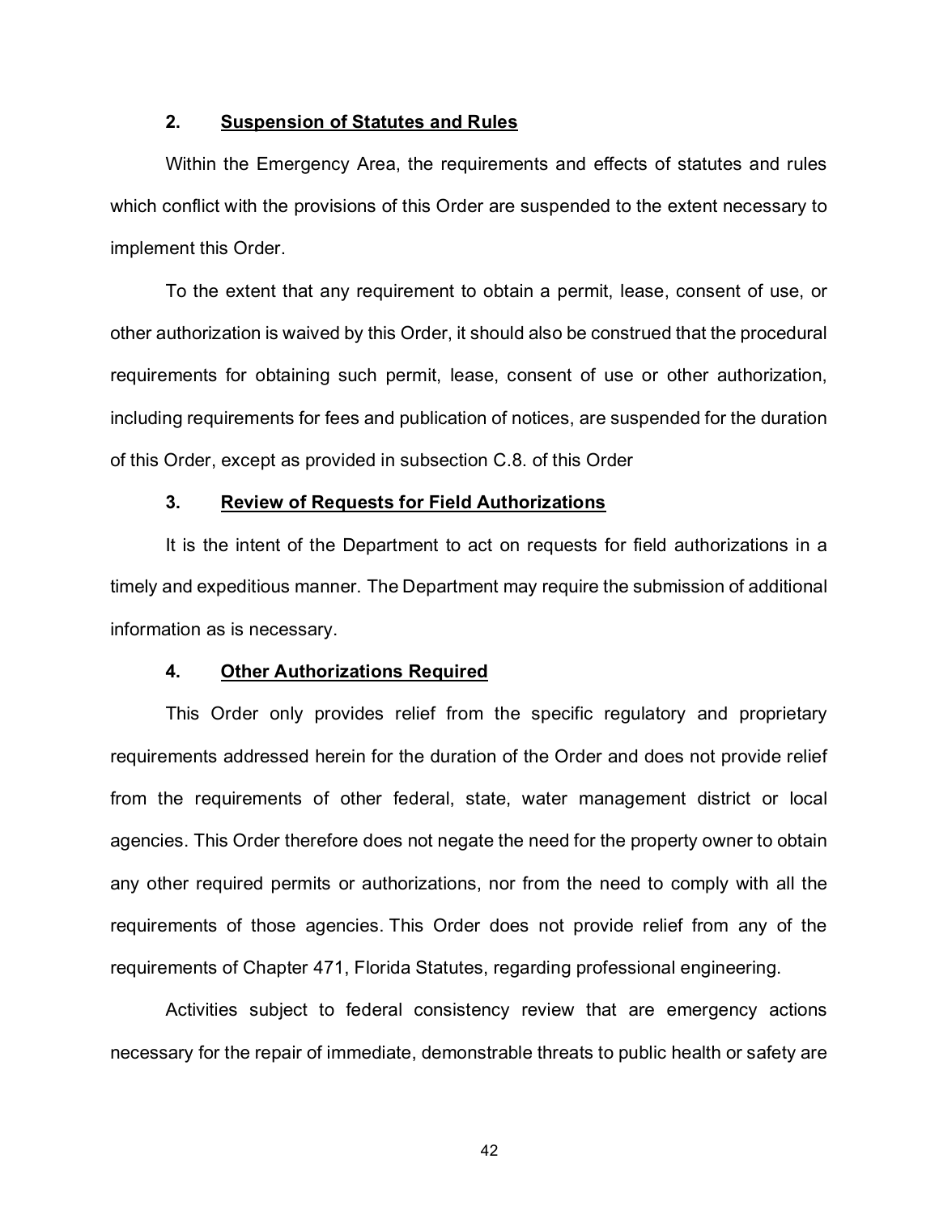### 2. <u>Suspension of Statutes and Rules</u>

Within the Emergency Area, the requirements and effects of statutes and rules which conflict with the provisions of this Order are suspended to the extent necessary to implement this Order.

To the extent that any requirement to obtain a permit, lease, consent of use, or other authorization is waived by this Order, it should also be construed that the procedural requirements for obtaining such permit, lease, consent of use or other authorization, including requirements for fees and publication of notices, are suspended for the duration of this Order, except as provided in subsection C.8. of this Order

### 3. <u>Review of Requests for Field Authorizations</u>

It is the intent of the Department to act on requests for field authorizations in a timely and expeditious manner. The Department may require the submission of additional information as is necessary.

### 4. <u>Other Authorizations Required</u>

This Order only provides relief from the specific regulatory and proprietary requirements addressed herein for the duration of the Order and does not provide relief from the requirements of other federal, state, water management district or local agencies. This Order therefore does not negate the need for the property owner to obtain any other required permits or authorizations, nor from the need to comply with all the requirements of those agencies. This Order does not provide relief from any of the requirements of Chapter 471, Florida Statutes, regarding professional engineering.

Activities subject to federal consistency review that are emergency actions necessary for the repair of immediate, demonstrable threats to public health or safety are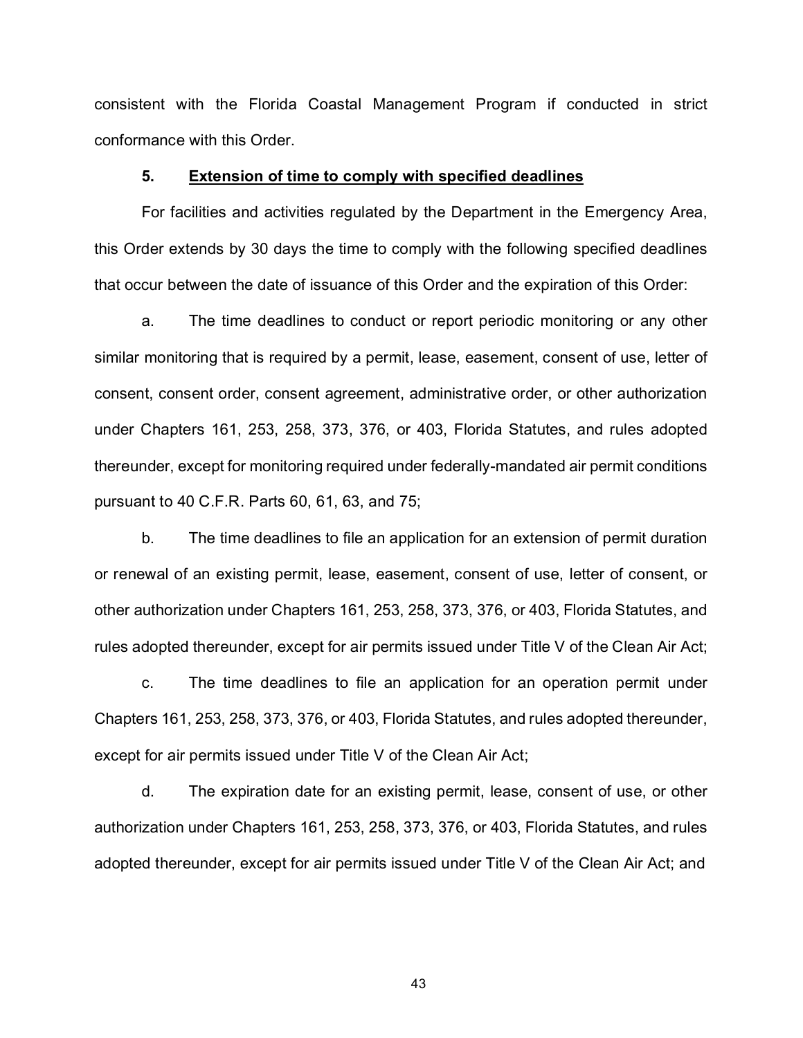consistent with the Florida Coastal Management Program if conducted in strict conformance with this Order.

### 5. <u>Extension of time to comply with specified deadlines</u>

For facilities and activities regulated by the Department in the Emergency Area, this Order extends by 30 days the time to comply with the following specified deadlines that occur between the date of issuance of this Order and the expiration of this Order:

a. The time deadlines to conduct or report periodic monitoring or any other similar monitoring that is required by a permit, lease, easement, consent of use, letter of consent, consent order, consent agreement, administrative order, or other authorization under Chapters 161, 253, 258, 373, 376, or 403, Florida Statutes, and rules adopted thereunder, except for monitoring required under federally-mandated air permit conditions pursuant to 40 C.F.R. Parts 60, 61, 63, and 75;

b. The time deadlines to file an application for an extension of permit duration or renewal of an existing permit, lease, easement, consent of use, letter of consent, or other authorization under Chapters 161, 253, 258, 373, 376, or 403, Florida Statutes, and rules adopted thereunder, except for air permits issued under Title V of the Clean Air Act;

c. The time deadlines to file an application for an operation permit under Chapters 161, 253, 258, 373, 376, or 403, Florida Statutes, and rules adopted thereunder, except for air permits issued under Title V of the Clean Air Act;

d. The expiration date for an existing permit, lease, consent of use, or other authorization under Chapters 161, 253, 258, 373, 376, or 403, Florida Statutes, and rules adopted thereunder, except for air permits issued under Title V of the Clean Air Act; and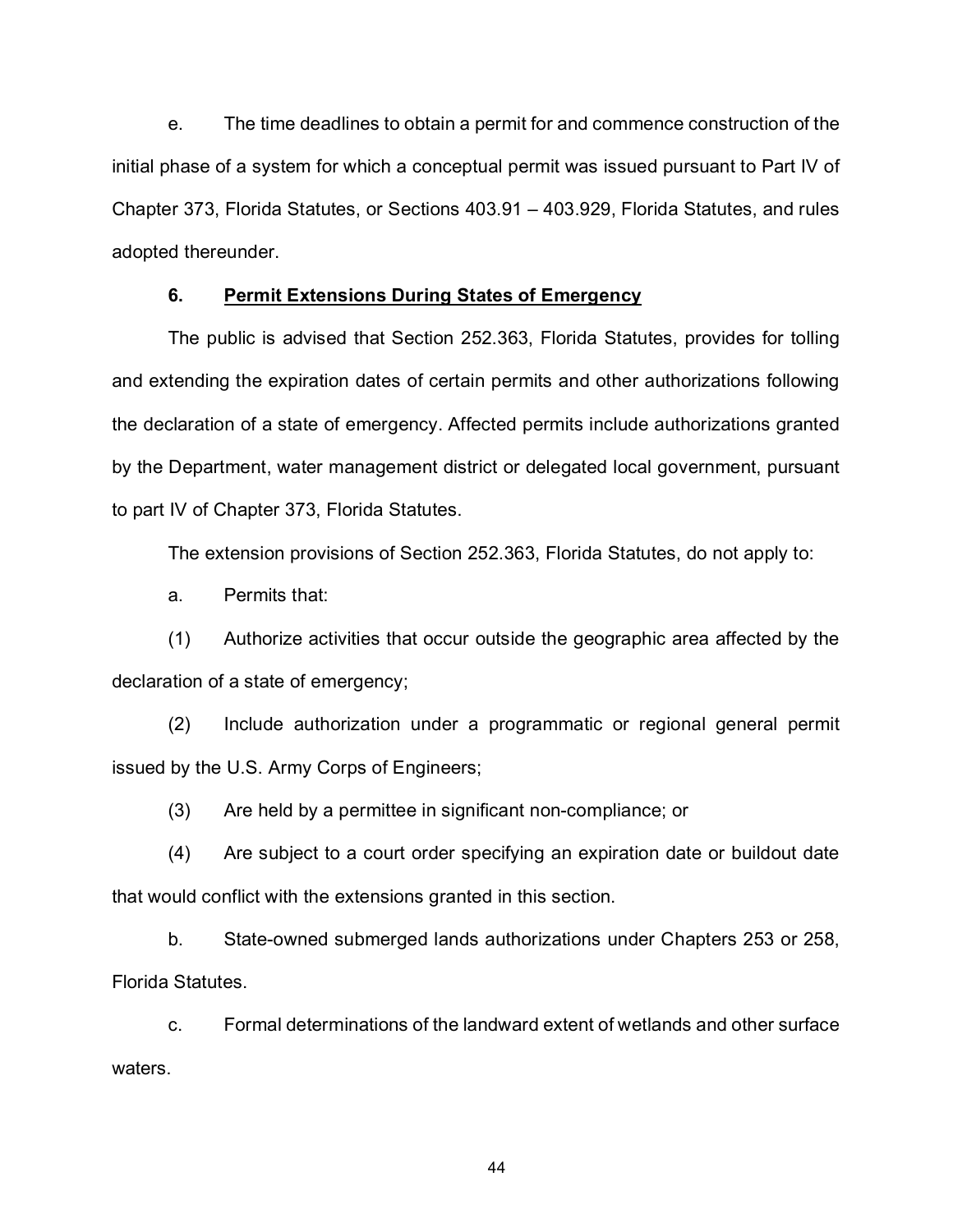e. The time deadlines to obtain a permit for and commence construction of the initial phase of a system for which a conceptual permit was issued pursuant to Part IV of Chapter 373, Florida Statutes, or Sections 403.91 – 403.929, Florida Statutes, and rules adopted thereunder.

### 6. <u>Permit Extensions During States of Emergency</u>

The public is advised that Section 252.363, Florida Statutes, provides for tolling and extending the expiration dates of certain permits and other authorizations following the declaration of a state of emergency. Affected permits include authorizations granted by the Department, water management district or delegated local government, pursuant to part IV of Chapter 373, Florida Statutes.

The extension provisions of Section 252.363, Florida Statutes, do not apply to:

a. Permits that:

(1) Authorize activities that occur outside the geographic area affected by the declaration of a state of emergency;

(2) Include authorization under a programmatic or regional general permit issued by the U.S. Army Corps of Engineers;

(3) Are held by a permittee in significant non-compliance; or

(4) Are subject to a court order specifying an expiration date or buildout date that would conflict with the extensions granted in this section.

b. State-owned submerged lands authorizations under Chapters 253 or 258, Florida Statutes.

c. Formal determinations of the landward extent of wetlands and other surface waters.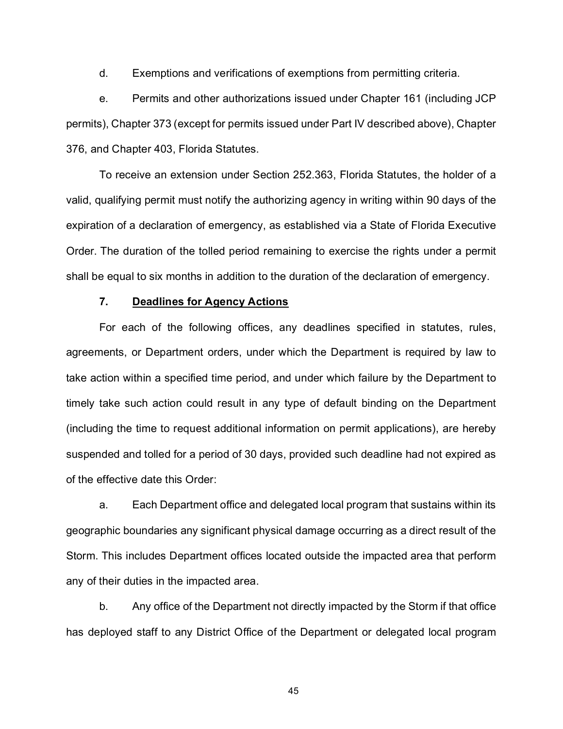d. Exemptions and verifications of exemptions from permitting criteria.

e. Permits and other authorizations issued under Chapter 161 (including JCP permits), Chapter 373 (except for permits issued under Part IV described above), Chapter 376, and Chapter 403, Florida Statutes.

To receive an extension under Section 252.363, Florida Statutes, the holder of a valid, qualifying permit must notify the authorizing agency in writing within 90 days of the expiration of a declaration of emergency, as established via a State of Florida Executive Order. The duration of the tolled period remaining to exercise the rights under a permit shall be equal to six months in addition to the duration of the declaration of emergency.

**7. <u>Deadlines for Agency Actions</u>**

For each of the following offices, any deadlines specified in statutes, rules, agreements, or Department orders, under which the Department is required by law to take action within a specified time period, and under which failure by the Department to timely take such action could result in any type of default binding on the Department (including the time to request additional information on permit applications), are hereby suspended and tolled for a period of 30 days, provided such deadline had not expired as of the effective date this Order:

a. Each Department office and delegated local program that sustains within its geographic boundaries any significant physical damage occurring as a direct result of the Storm. This includes Department offices located outside the impacted area that perform any of their duties in the impacted area.

b. Any office of the Department not directly impacted by the Storm if that office has deployed staff to any District Office of the Department or delegated local program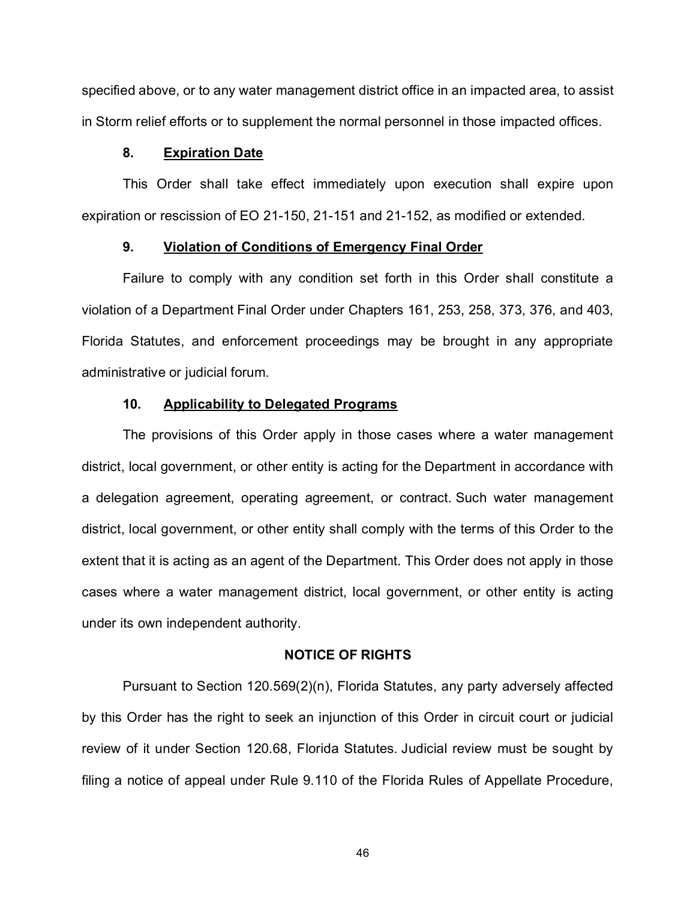specified above, or to any water management district office in an impacted area, to assist in Storm relief efforts or to supplement the normal personnel in those impacted offices.

### 8. Expiration Date

This Order shall take effect immediately upon execution shall expire upon expiration or rescission of EO 21-150, 21-151 and 21-152, as modified or extended.

### 9. Violation of Conditions of Emergency Final Order

Failure to comply with any condition set forth in this Order shall constitute a violation of a Department Final Order under Chapters 161, 253, 258, 373, 376, and 403, Florida Statutes, and enforcement proceedings may be brought in any appropriate administrative or judicial forum.

### 10. Applicability to Delegated Programs

The provisions of this Order apply in those cases where a water management district, local government, or other entity is acting for the Department in accordance with a delegation agreement, operating agreement, or contract. Such water management district, local government, or other entity shall comply with the terms of this Order to the extent that it is acting as an agent of the Department. This Order does not apply in those cases where a water management district, local government, or other entity is acting under its own independent authority.

## NOTICE OF RIGHTS

Pursuant to Section 120.569(2)(n), Florida Statutes, any party adversely affected by this Order has the right to seek an injunction of this Order in circuit court or judicial review of it under Section 120.68, Florida Statutes. Judicial review must be sought by filing a notice of appeal under Rule 9.110 of the Florida Rules of Appellate Procedure,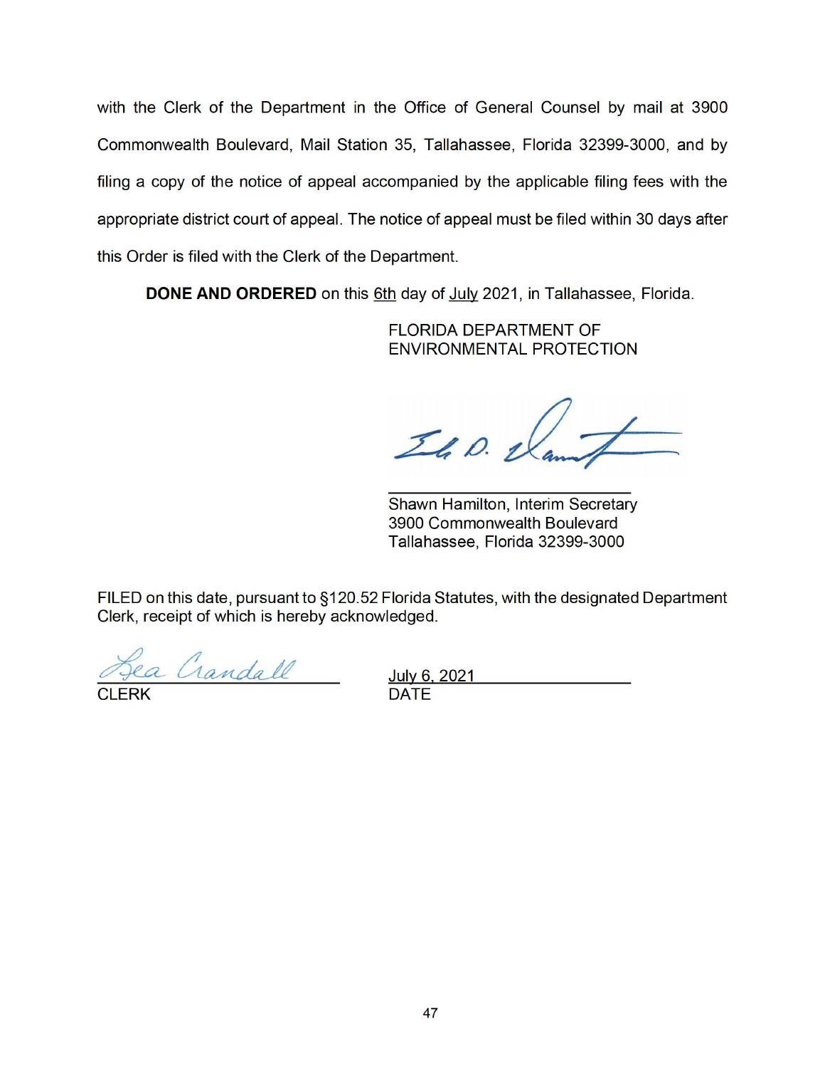with the Clerk of the Department in the Office of General Counsel by mail at 3900 Commonwealth Boulevard, Mail Station 35, Tallahassee, Florida 32399-3000, and by filing a copy of the notice of appeal accompanied by the applicable filing fees with the appropriate district court of appeal. The notice of appeal must be filed within 30 days after this Order is filed with the Clerk of the Department.

**DONE AND ORDERED** on this 6th day of July 2021, in Tallahassee, Florida.

FLORIDA DEPARTMENT OF
ENVIRONMENTAL PROTECTION

Shawn Hamilton, Interim Secretary
3900 Commonwealth Boulevard
Tallahassee, Florida 32399-3000

FILED on this date, pursuant to §120.52 Florida Statutes, with the designated Department Clerk, receipt of which is hereby acknowledged.

Lea Crandall
CLERK

July 6, 2021
DATE